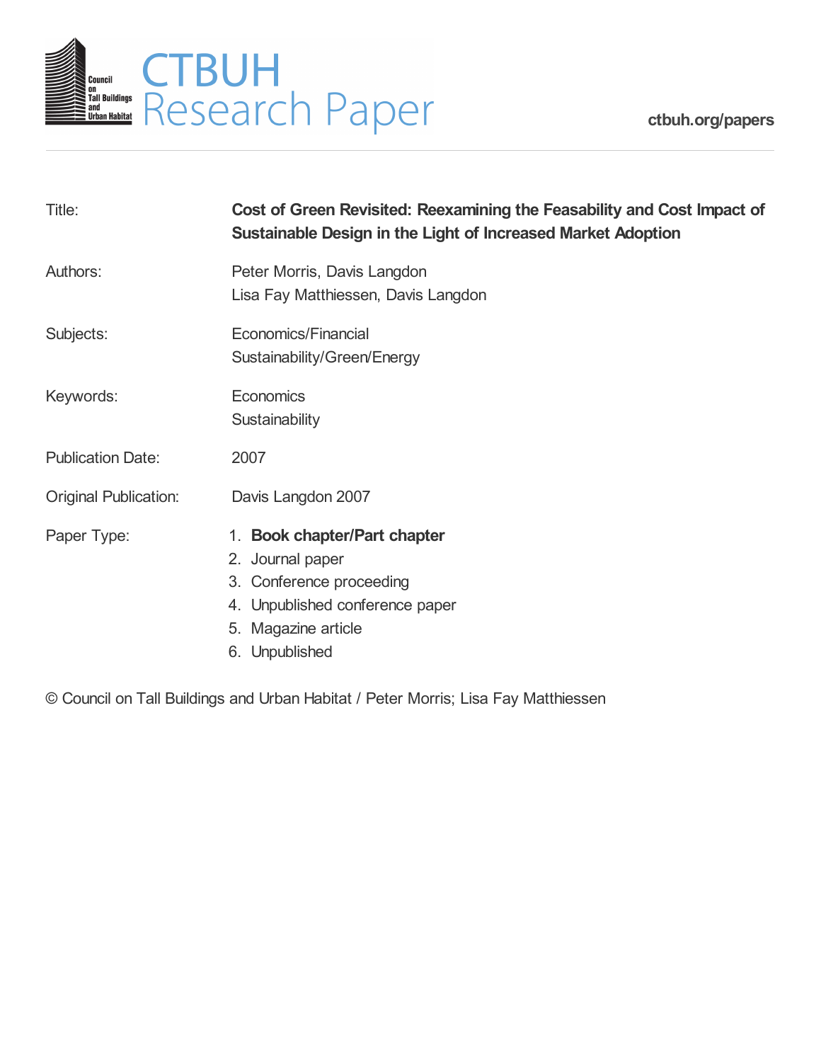# CTBUH Research Paper

ctbuh.org/papers

| | |
|---|---|
| Title: | **Cost of Green Revisited: Reexamining the Feasability and Cost Impact of Sustainable Design in the Light of Increased Market Adoption** |
| Authors: | Peter Morris, Davis Langdon<br>Lisa Fay Matthiessen, Davis Langdon |
| Subjects: | Economics/Financial<br>Sustainability/Green/Energy |
| Keywords: | Economics<br>Sustainability |
| Publication Date: | 2007 |
| Original Publication: | Davis Langdon 2007 |
| Paper Type: | 1. **Book chapter/Part chapter**<br>2. Journal paper<br>3. Conference proceeding<br>4. Unpublished conference paper<br>5. Magazine article<br>6. Unpublished |

© Council on Tall Buildings and Urban Habitat / Peter Morris; Lisa Fay Matthiessen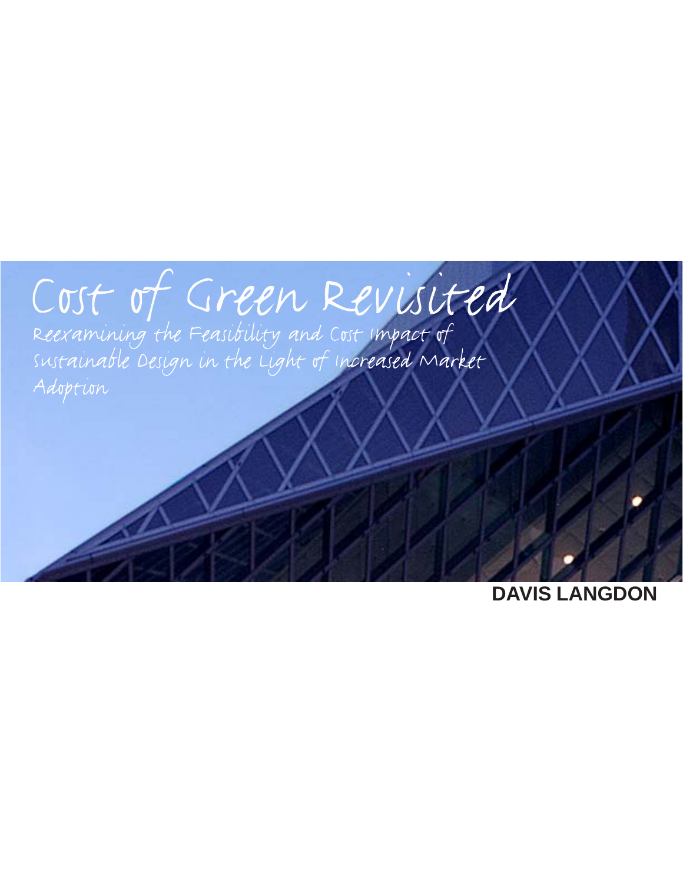# Cost of Green Revisited

Reexamining the Feasibility and Cost Impact of Sustainable Design in the Light of Increased Market Adoption

**DAVIS LANGDON**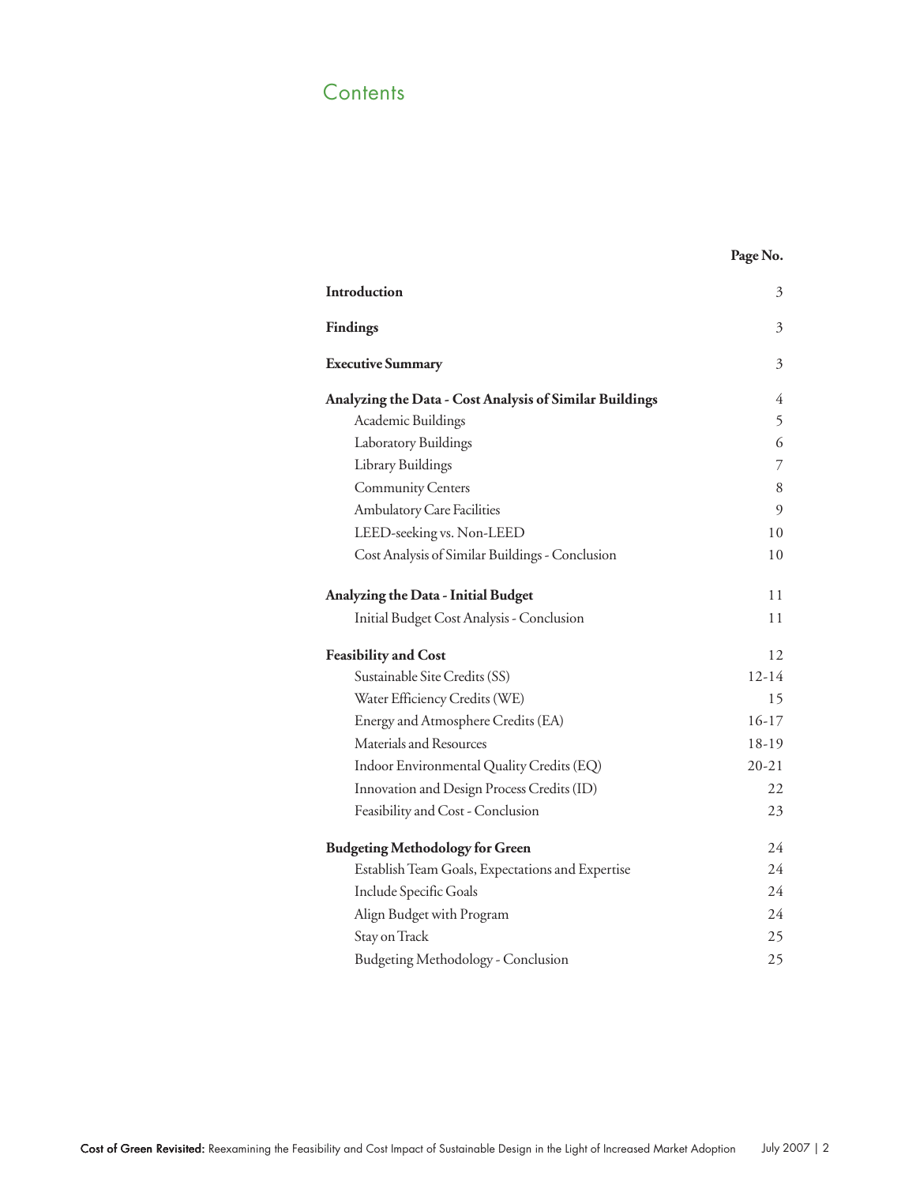# Contents

| | Page No. |
|---|---|
| **Introduction** | 3 |
| **Findings** | 3 |
| **Executive Summary** | 3 |
| **Analyzing the Data - Cost Analysis of Similar Buildings** | 4 |
| Academic Buildings | 5 |
| Laboratory Buildings | 6 |
| Library Buildings | 7 |
| Community Centers | 8 |
| Ambulatory Care Facilities | 9 |
| LEED-seeking vs. Non-LEED | 10 |
| Cost Analysis of Similar Buildings - Conclusion | 10 |
| **Analyzing the Data - Initial Budget** | 11 |
| Initial Budget Cost Analysis - Conclusion | 11 |
| **Feasibility and Cost** | 12 |
| Sustainable Site Credits (SS) | 12-14 |
| Water Efficiency Credits (WE) | 15 |
| Energy and Atmosphere Credits (EA) | 16-17 |
| Materials and Resources | 18-19 |
| Indoor Environmental Quality Credits (EQ) | 20-21 |
| Innovation and Design Process Credits (ID) | 22 |
| Feasibility and Cost - Conclusion | 23 |
| **Budgeting Methodology for Green** | 24 |
| Establish Team Goals, Expectations and Expertise | 24 |
| Include Specific Goals | 24 |
| Align Budget with Program | 24 |
| Stay on Track | 25 |
| Budgeting Methodology - Conclusion | 25 |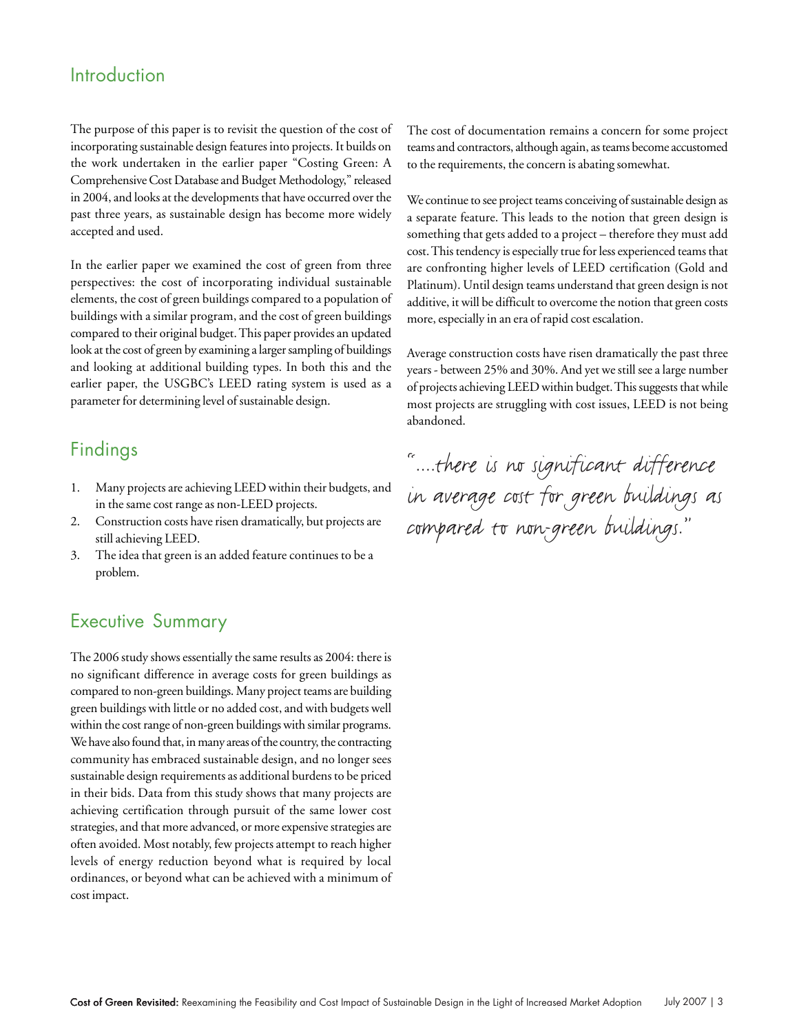## Introduction

The purpose of this paper is to revisit the question of the cost of incorporating sustainable design features into projects. It builds on the work undertaken in the earlier paper "Costing Green: A Comprehensive Cost Database and Budget Methodology," released in 2004, and looks at the developments that have occurred over the past three years, as sustainable design has become more widely accepted and used.

In the earlier paper we examined the cost of green from three perspectives: the cost of incorporating individual sustainable elements, the cost of green buildings compared to a population of buildings with a similar program, and the cost of green buildings compared to their original budget. This paper provides an updated look at the cost of green by examining a larger sampling of buildings and looking at additional building types. In both this and the earlier paper, the USGBC's LEED rating system is used as a parameter for determining level of sustainable design.

## Findings

1. Many projects are achieving LEED within their budgets, and in the same cost range as non-LEED projects.
2. Construction costs have risen dramatically, but projects are still achieving LEED.
3. The idea that green is an added feature continues to be a problem.

## Executive Summary

The 2006 study shows essentially the same results as 2004: there is no significant difference in average costs for green buildings as compared to non-green buildings. Many project teams are building green buildings with little or no added cost, and with budgets well within the cost range of non-green buildings with similar programs. We have also found that, in many areas of the country, the contracting community has embraced sustainable design, and no longer sees sustainable design requirements as additional burdens to be priced in their bids. Data from this study shows that many projects are achieving certification through pursuit of the same lower cost strategies, and that more advanced, or more expensive strategies are often avoided. Most notably, few projects attempt to reach higher levels of energy reduction beyond what is required by local ordinances, or beyond what can be achieved with a minimum of cost impact.

The cost of documentation remains a concern for some project teams and contractors, although again, as teams become accustomed to the requirements, the concern is abating somewhat.

We continue to see project teams conceiving of sustainable design as a separate feature. This leads to the notion that green design is something that gets added to a project – therefore they must add cost. This tendency is especially true for less experienced teams that are confronting higher levels of LEED certification (Gold and Platinum). Until design teams understand that green design is not additive, it will be difficult to overcome the notion that green costs more, especially in an era of rapid cost escalation.

Average construction costs have risen dramatically the past three years - between 25% and 30%. And yet we still see a large number of projects achieving LEED within budget. This suggests that while most projects are struggling with cost issues, LEED is not being abandoned.

*"....there is no significant difference in average cost for green buildings as compared to non-green buildings."*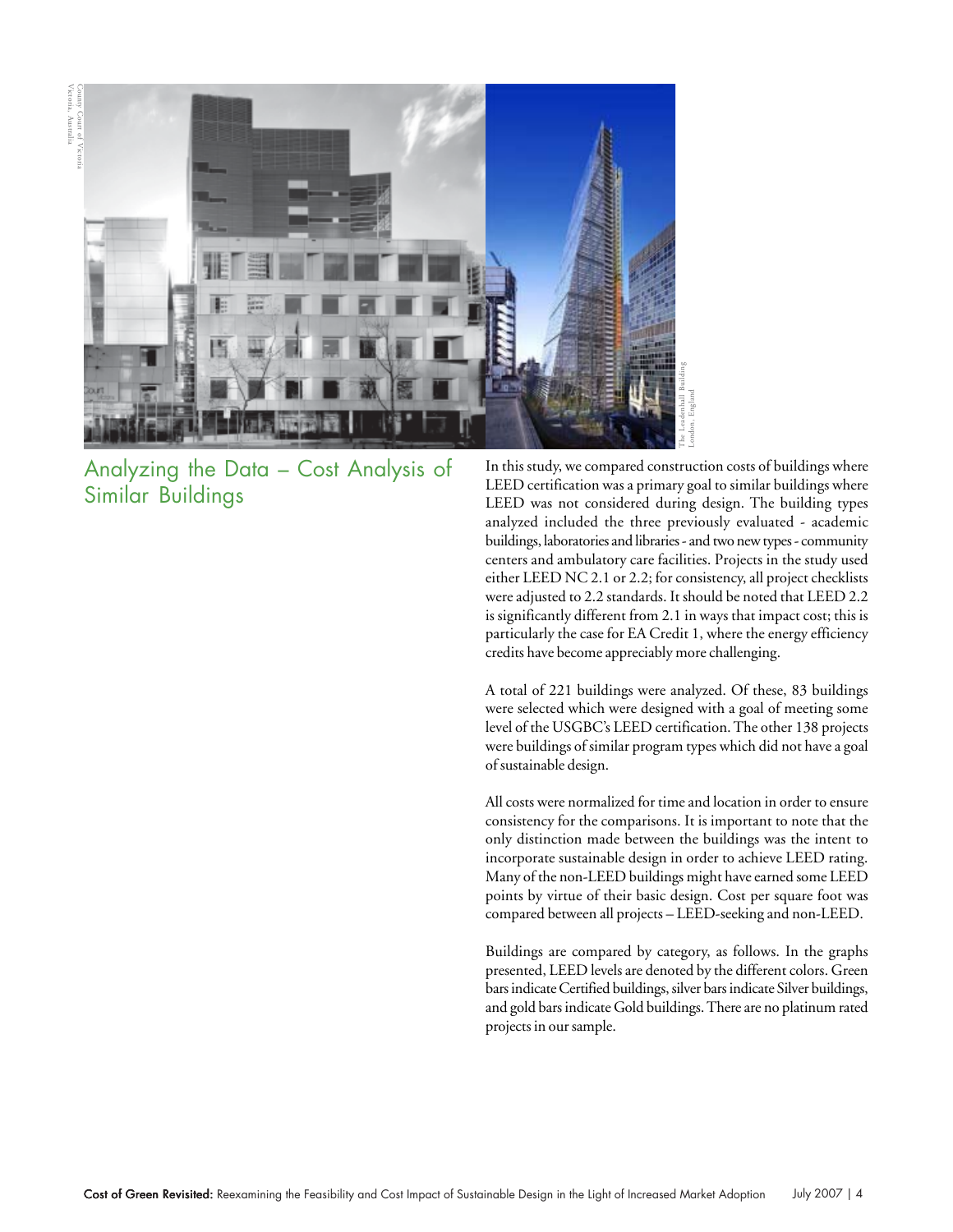## Analyzing the Data – Cost Analysis of Similar Buildings

In this study, we compared construction costs of buildings where LEED certification was a primary goal to similar buildings where LEED was not considered during design. The building types analyzed included the three previously evaluated - academic buildings, laboratories and libraries - and two new types - community centers and ambulatory care facilities. Projects in the study used either LEED NC 2.1 or 2.2; for consistency, all project checklists were adjusted to 2.2 standards. It should be noted that LEED 2.2 is significantly different from 2.1 in ways that impact cost; this is particularly the case for EA Credit 1, where the energy efficiency credits have become appreciably more challenging.

A total of 221 buildings were analyzed. Of these, 83 buildings were selected which were designed with a goal of meeting some level of the USGBC's LEED certification. The other 138 projects were buildings of similar program types which did not have a goal of sustainable design.

All costs were normalized for time and location in order to ensure consistency for the comparisons. It is important to note that the only distinction made between the buildings was the intent to incorporate sustainable design in order to achieve LEED rating. Many of the non-LEED buildings might have earned some LEED points by virtue of their basic design. Cost per square foot was compared between all projects – LEED-seeking and non-LEED.

Buildings are compared by category, as follows. In the graphs presented, LEED levels are denoted by the different colors. Green bars indicate Certified buildings, silver bars indicate Silver buildings, and gold bars indicate Gold buildings. There are no platinum rated projects in our sample.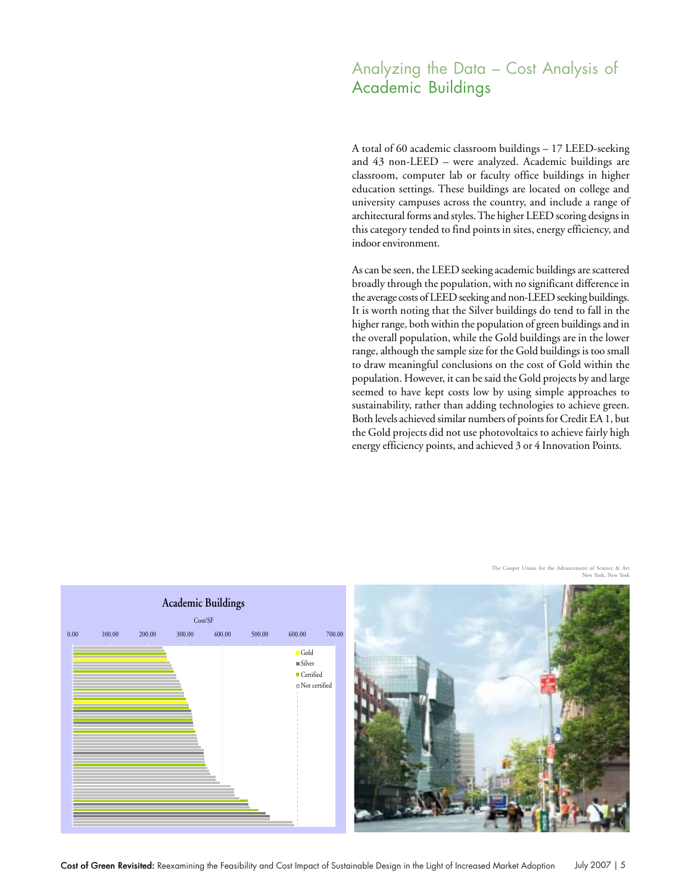# Analyzing the Data – Cost Analysis of Academic Buildings

A total of 60 academic classroom buildings – 17 LEED-seeking and 43 non-LEED – were analyzed. Academic buildings are classroom, computer lab or faculty office buildings in higher education settings. These buildings are located on college and university campuses across the country, and include a range of architectural forms and styles. The higher LEED scoring designs in this category tended to find points in sites, energy efficiency, and indoor environment.

As can be seen, the LEED seeking academic buildings are scattered broadly through the population, with no significant difference in the average costs of LEED seeking and non-LEED seeking buildings. It is worth noting that the Silver buildings do tend to fall in the higher range, both within the population of green buildings and in the overall population, while the Gold buildings are in the lower range, although the sample size for the Gold buildings is too small to draw meaningful conclusions on the cost of Gold within the population. However, it can be said the Gold projects by and large seemed to have kept costs low by using simple approaches to sustainability, rather than adding technologies to achieve green. Both levels achieved similar numbers of points for Credit EA 1, but the Gold projects did not use photovoltaics to achieve fairly high energy efficiency points, and achieved 3 or 4 Innovation Points.

**Academic Buildings**

Cost/SF

0.00 100.00 200.00 300.00 400.00 500.00 600.00 700.00

Gold | Silver | Certified | Not certified

The Cooper Union for the Advancement of Science & Art
New York, New York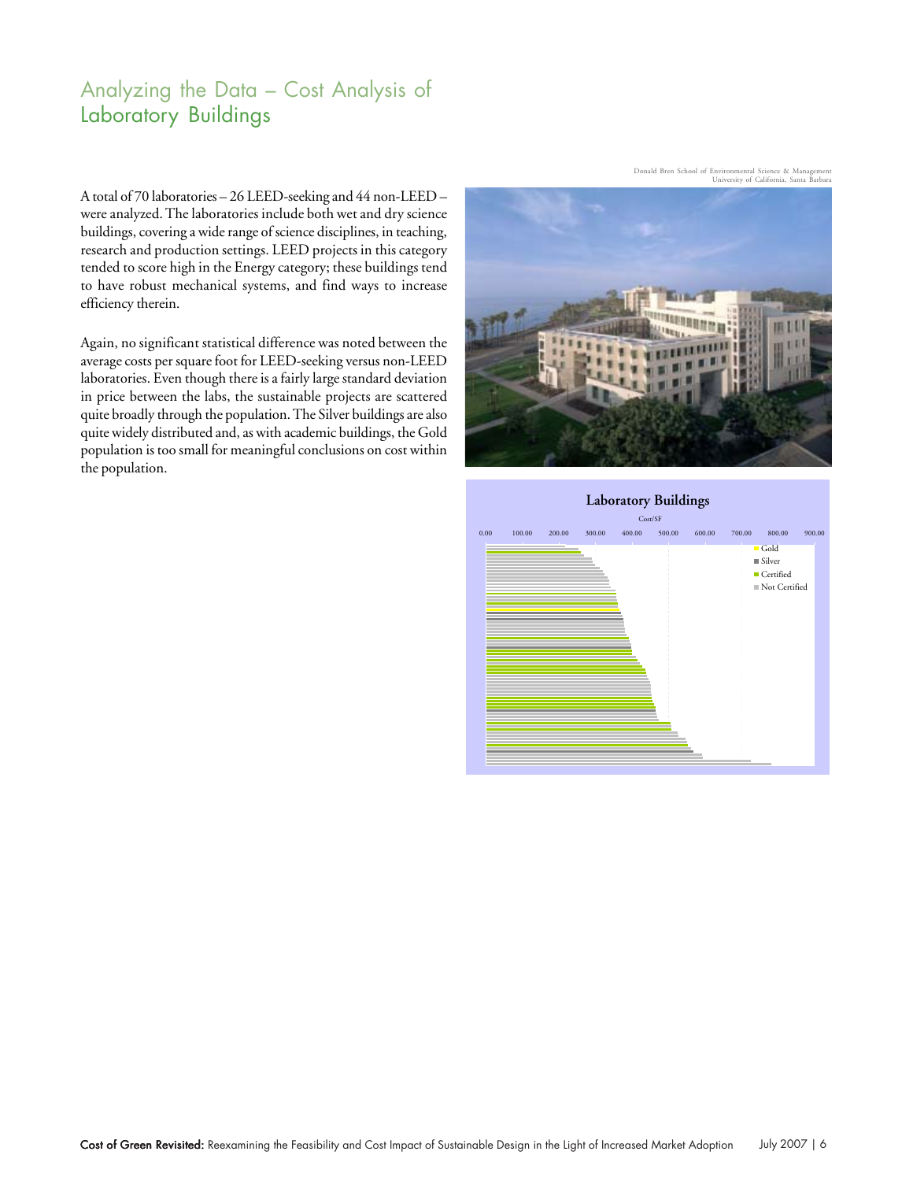# Analyzing the Data – Cost Analysis of Laboratory Buildings

A total of 70 laboratories – 26 LEED-seeking and 44 non-LEED – were analyzed. The laboratories include both wet and dry science buildings, covering a wide range of science disciplines, in teaching, research and production settings. LEED projects in this category tended to score high in the Energy category; these buildings tend to have robust mechanical systems, and find ways to increase efficiency therein.

Again, no significant statistical difference was noted between the average costs per square foot for LEED-seeking versus non-LEED laboratories. Even though there is a fairly large standard deviation in price between the labs, the sustainable projects are scattered quite broadly through the population. The Silver buildings are also quite widely distributed and, as with academic buildings, the Gold population is too small for meaningful conclusions on cost within the population.

Donald Bren School of Environmental Science & Management
University of California, Santa Barbara

**Laboratory Buildings**

Cost/SF

0.00 100.00 200.00 300.00 400.00 500.00 600.00 700.00 800.00 900.00

Gold
Silver
Certified
Not Certified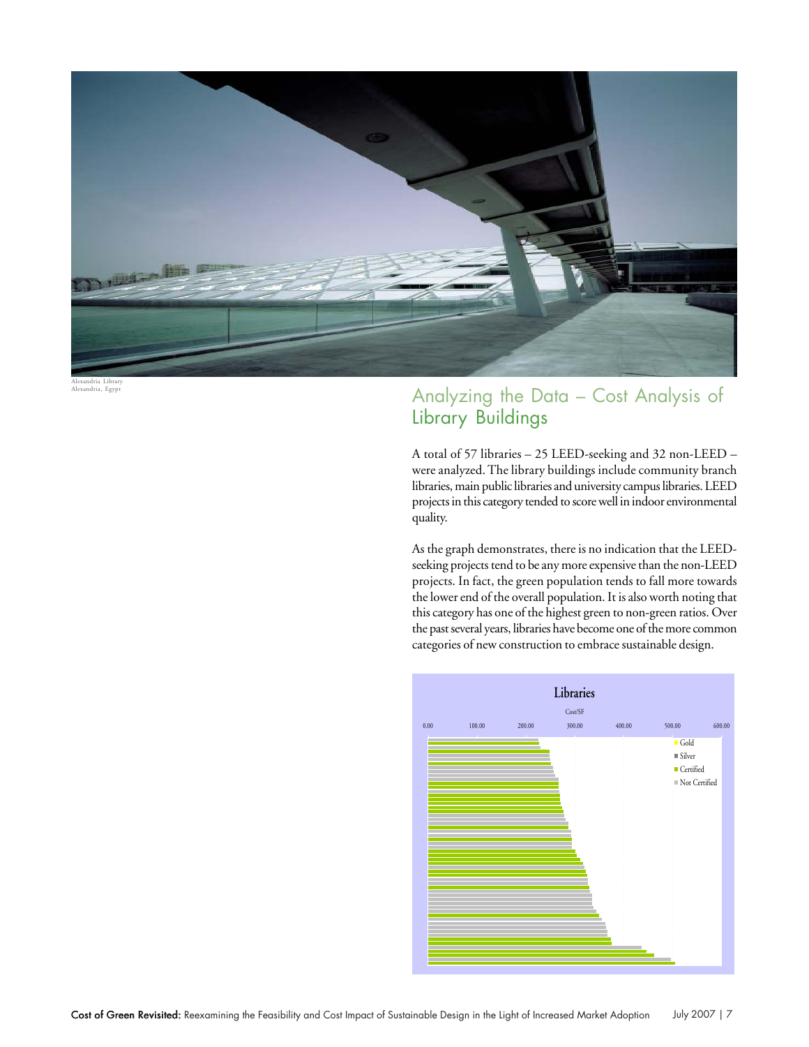Alexandria Library
Alexandria, Egypt

## Analyzing the Data – Cost Analysis of Library Buildings

A total of 57 libraries – 25 LEED-seeking and 32 non-LEED – were analyzed. The library buildings include community branch libraries, main public libraries and university campus libraries. LEED projects in this category tended to score well in indoor environmental quality.

As the graph demonstrates, there is no indication that the LEED-seeking projects tend to be any more expensive than the non-LEED projects. In fact, the green population tends to fall more towards the lower end of the overall population. It is also worth noting that this category has one of the highest green to non-green ratios. Over the past several years, libraries have become one of the more common categories of new construction to embrace sustainable design.

**Libraries**

Cost/SF

0.00 100.00 200.00 300.00 400.00 500.00 600.00

Gold
Silver
Certified
Not Certified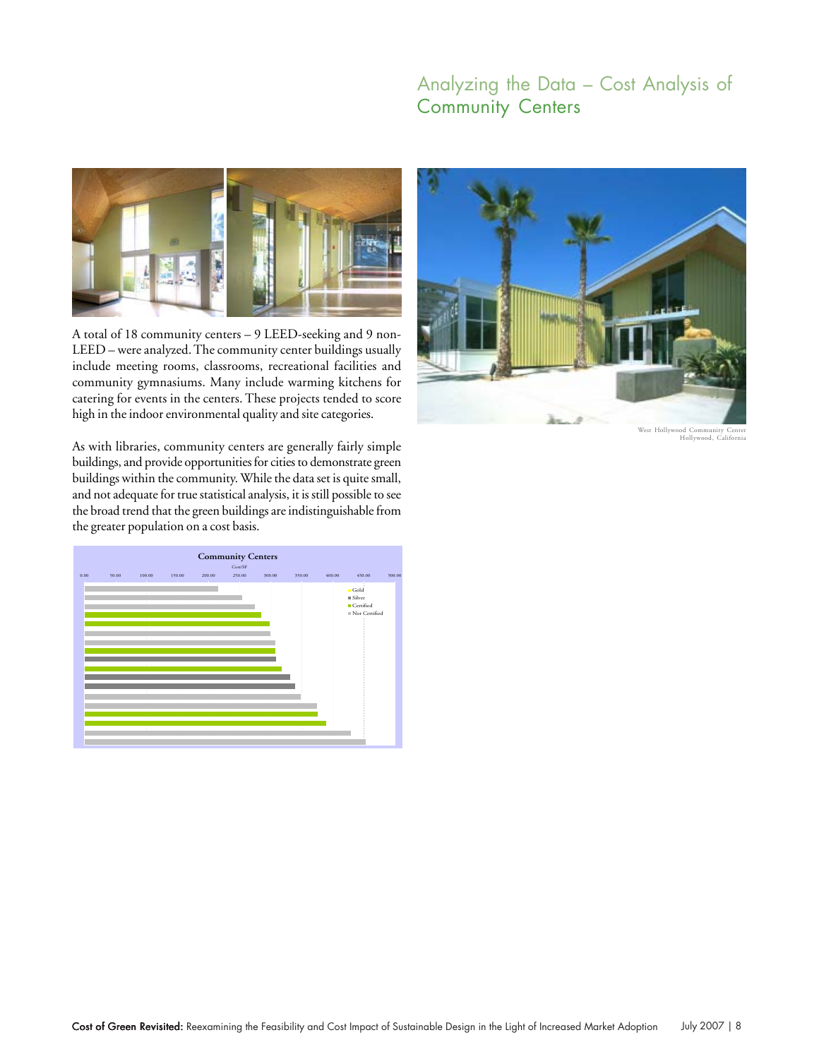# Analyzing the Data – Cost Analysis of Community Centers

A total of 18 community centers – 9 LEED-seeking and 9 non-LEED – were analyzed. The community center buildings usually include meeting rooms, classrooms, recreational facilities and community gymnasiums. Many include warming kitchens for catering for events in the centers. These projects tended to score high in the indoor environmental quality and site categories.

As with libraries, community centers are generally fairly simple buildings, and provide opportunities for cities to demonstrate green buildings within the community. While the data set is quite small, and not adequate for true statistical analysis, it is still possible to see the broad trend that the green buildings are indistinguishable from the greater population on a cost basis.

**Community Centers**

Cost/SF

0.00 50.00 100.00 150.00 200.00 250.00 300.00 350.00 400.00 450.00 500.00

Gold
Silver
Certified
Not Certified

West Hollywood Community Center
Hollywood, California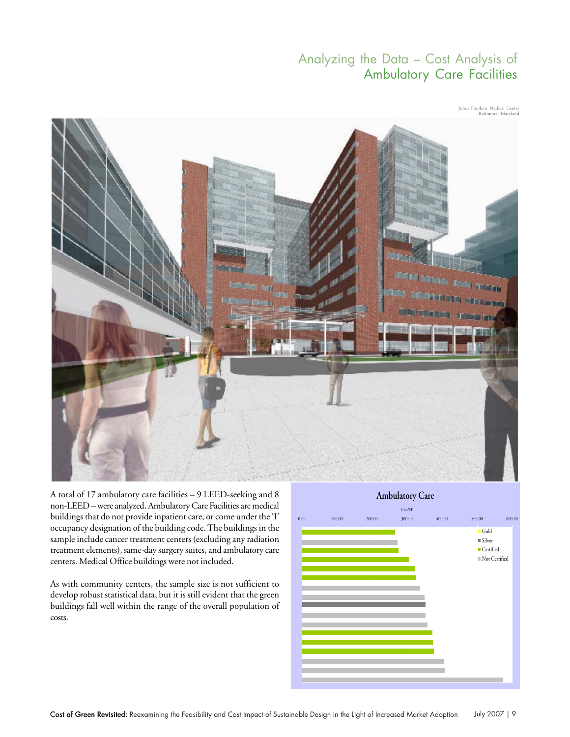# Analyzing the Data – Cost Analysis of Ambulatory Care Facilities

Johns Hopkins Medical Center
Baltimore, Maryland

A total of 17 ambulatory care facilities – 9 LEED-seeking and 8 non-LEED – were analyzed. Ambulatory Care Facilities are medical buildings that do not provide inpatient care, or come under the 'I' occupancy designation of the building code. The buildings in the sample include cancer treatment centers (excluding any radiation treatment elements), same-day surgery suites, and ambulatory care centers. Medical Office buildings were not included.

As with community centers, the sample size is not sufficient to develop robust statistical data, but it is still evident that the green buildings fall well within the range of the overall population of costs.

**Ambulatory Care**

Cost/SF

0.00 100.00 200.00 300.00 400.00 500.00 600.00

Gold
Silver
Certified
Not Certified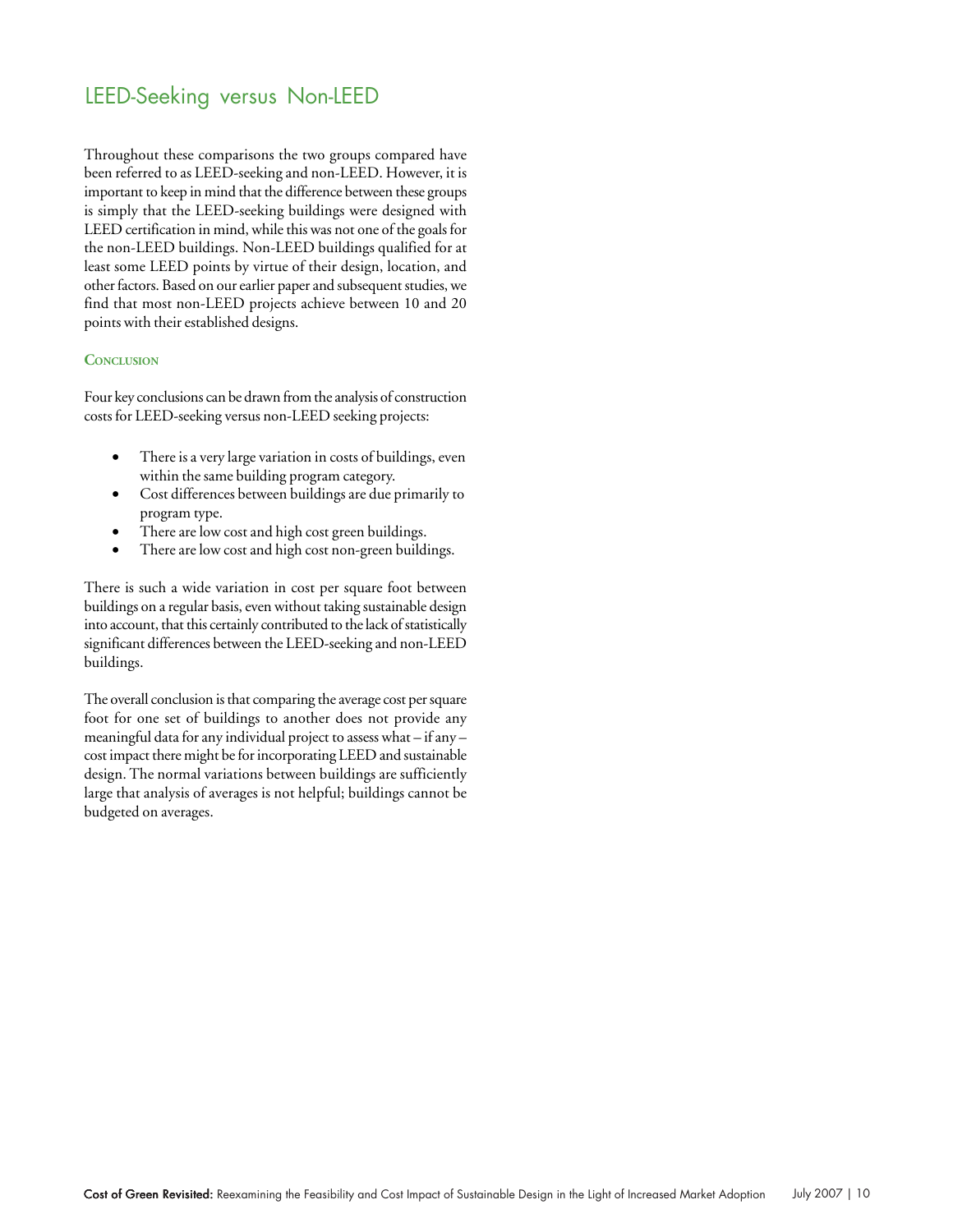## LEED-Seeking versus Non-LEED

Throughout these comparisons the two groups compared have been referred to as LEED-seeking and non-LEED. However, it is important to keep in mind that the difference between these groups is simply that the LEED-seeking buildings were designed with LEED certification in mind, while this was not one of the goals for the non-LEED buildings. Non-LEED buildings qualified for at least some LEED points by virtue of their design, location, and other factors. Based on our earlier paper and subsequent studies, we find that most non-LEED projects achieve between 10 and 20 points with their established designs.

### Conclusion

Four key conclusions can be drawn from the analysis of construction costs for LEED-seeking versus non-LEED seeking projects:

- There is a very large variation in costs of buildings, even within the same building program category.
- Cost differences between buildings are due primarily to program type.
- There are low cost and high cost green buildings.
- There are low cost and high cost non-green buildings.

There is such a wide variation in cost per square foot between buildings on a regular basis, even without taking sustainable design into account, that this certainly contributed to the lack of statistically significant differences between the LEED-seeking and non-LEED buildings.

The overall conclusion is that comparing the average cost per square foot for one set of buildings to another does not provide any meaningful data for any individual project to assess what – if any – cost impact there might be for incorporating LEED and sustainable design. The normal variations between buildings are sufficiently large that analysis of averages is not helpful; buildings cannot be budgeted on averages.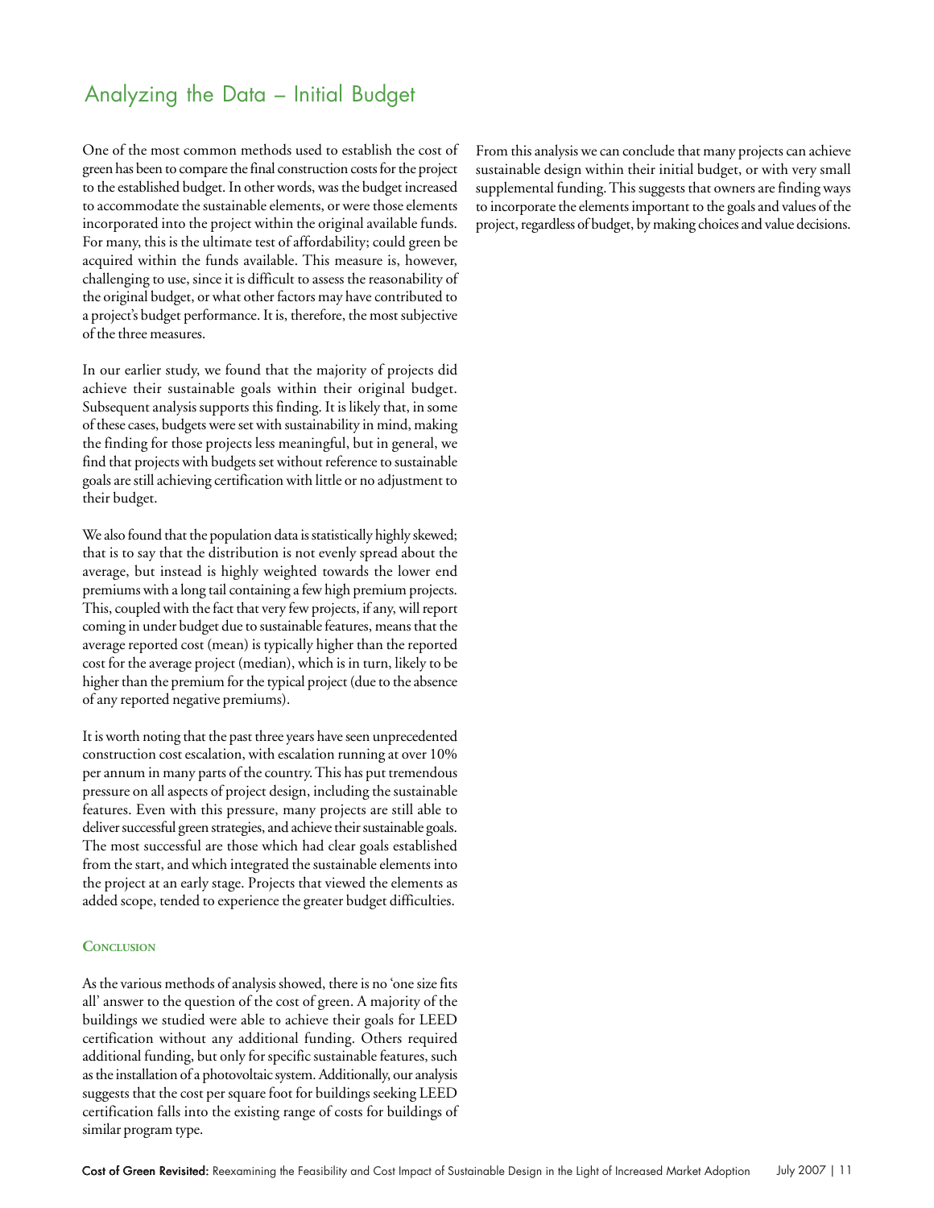## Analyzing the Data – Initial Budget

One of the most common methods used to establish the cost of green has been to compare the final construction costs for the project to the established budget. In other words, was the budget increased to accommodate the sustainable elements, or were those elements incorporated into the project within the original available funds. For many, this is the ultimate test of affordability; could green be acquired within the funds available. This measure is, however, challenging to use, since it is difficult to assess the reasonability of the original budget, or what other factors may have contributed to a project's budget performance. It is, therefore, the most subjective of the three measures.

In our earlier study, we found that the majority of projects did achieve their sustainable goals within their original budget. Subsequent analysis supports this finding. It is likely that, in some of these cases, budgets were set with sustainability in mind, making the finding for those projects less meaningful, but in general, we find that projects with budgets set without reference to sustainable goals are still achieving certification with little or no adjustment to their budget.

We also found that the population data is statistically highly skewed; that is to say that the distribution is not evenly spread about the average, but instead is highly weighted towards the lower end premiums with a long tail containing a few high premium projects. This, coupled with the fact that very few projects, if any, will report coming in under budget due to sustainable features, means that the average reported cost (mean) is typically higher than the reported cost for the average project (median), which is in turn, likely to be higher than the premium for the typical project (due to the absence of any reported negative premiums).

It is worth noting that the past three years have seen unprecedented construction cost escalation, with escalation running at over 10% per annum in many parts of the country. This has put tremendous pressure on all aspects of project design, including the sustainable features. Even with this pressure, many projects are still able to deliver successful green strategies, and achieve their sustainable goals. The most successful are those which had clear goals established from the start, and which integrated the sustainable elements into the project at an early stage. Projects that viewed the elements as added scope, tended to experience the greater budget difficulties.

### Conclusion

As the various methods of analysis showed, there is no 'one size fits all' answer to the question of the cost of green. A majority of the buildings we studied were able to achieve their goals for LEED certification without any additional funding. Others required additional funding, but only for specific sustainable features, such as the installation of a photovoltaic system. Additionally, our analysis suggests that the cost per square foot for buildings seeking LEED certification falls into the existing range of costs for buildings of similar program type.

From this analysis we can conclude that many projects can achieve sustainable design within their initial budget, or with very small supplemental funding. This suggests that owners are finding ways to incorporate the elements important to the goals and values of the project, regardless of budget, by making choices and value decisions.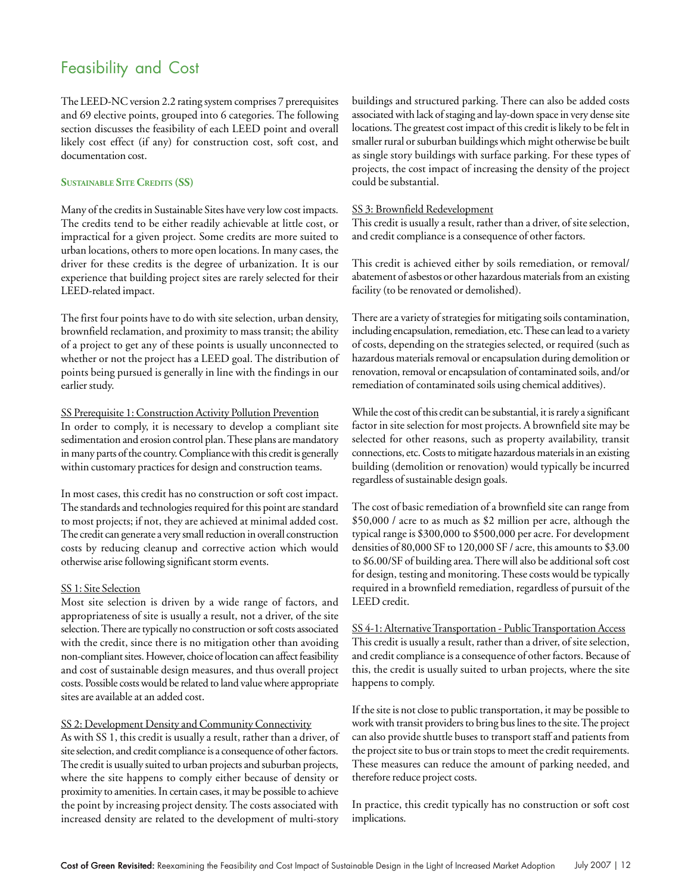## Feasibility and Cost

The LEED-NC version 2.2 rating system comprises 7 prerequisites and 69 elective points, grouped into 6 categories. The following section discusses the feasibility of each LEED point and overall likely cost effect (if any) for construction cost, soft cost, and documentation cost.

### Sustainable Site Credits (SS)

Many of the credits in Sustainable Sites have very low cost impacts. The credits tend to be either readily achievable at little cost, or impractical for a given project. Some credits are more suited to urban locations, others to more open locations. In many cases, the driver for these credits is the degree of urbanization. It is our experience that building project sites are rarely selected for their LEED-related impact.

The first four points have to do with site selection, urban density, brownfield reclamation, and proximity to mass transit; the ability of a project to get any of these points is usually unconnected to whether or not the project has a LEED goal. The distribution of points being pursued is generally in line with the findings in our earlier study.

#### SS Prerequisite 1: Construction Activity Pollution Prevention

In order to comply, it is necessary to develop a compliant site sedimentation and erosion control plan. These plans are mandatory in many parts of the country. Compliance with this credit is generally within customary practices for design and construction teams.

In most cases, this credit has no construction or soft cost impact. The standards and technologies required for this point are standard to most projects; if not, they are achieved at minimal added cost. The credit can generate a very small reduction in overall construction costs by reducing cleanup and corrective action which would otherwise arise following significant storm events.

#### SS 1: Site Selection

Most site selection is driven by a wide range of factors, and appropriateness of site is usually a result, not a driver, of the site selection. There are typically no construction or soft costs associated with the credit, since there is no mitigation other than avoiding non-compliant sites. However, choice of location can affect feasibility and cost of sustainable design measures, and thus overall project costs. Possible costs would be related to land value where appropriate sites are available at an added cost.

#### SS 2: Development Density and Community Connectivity

As with SS 1, this credit is usually a result, rather than a driver, of site selection, and credit compliance is a consequence of other factors. The credit is usually suited to urban projects and suburban projects, where the site happens to comply either because of density or proximity to amenities. In certain cases, it may be possible to achieve the point by increasing project density. The costs associated with increased density are related to the development of multi-story buildings and structured parking. There can also be added costs associated with lack of staging and lay-down space in very dense site locations. The greatest cost impact of this credit is likely to be felt in smaller rural or suburban buildings which might otherwise be built as single story buildings with surface parking. For these types of projects, the cost impact of increasing the density of the project could be substantial.

#### SS 3: Brownfield Redevelopment

This credit is usually a result, rather than a driver, of site selection, and credit compliance is a consequence of other factors.

This credit is achieved either by soils remediation, or removal/abatement of asbestos or other hazardous materials from an existing facility (to be renovated or demolished).

There are a variety of strategies for mitigating soils contamination, including encapsulation, remediation, etc. These can lead to a variety of costs, depending on the strategies selected, or required (such as hazardous materials removal or encapsulation during demolition or renovation, removal or encapsulation of contaminated soils, and/or remediation of contaminated soils using chemical additives).

While the cost of this credit can be substantial, it is rarely a significant factor in site selection for most projects. A brownfield site may be selected for other reasons, such as property availability, transit connections, etc. Costs to mitigate hazardous materials in an existing building (demolition or renovation) would typically be incurred regardless of sustainable design goals.

The cost of basic remediation of a brownfield site can range from $50,000 / acre to as much as $2 million per acre, although the typical range is $300,000 to $500,000 per acre. For development densities of 80,000 SF to 120,000 SF / acre, this amounts to $3.00 to $6.00/SF of building area. There will also be additional soft cost for design, testing and monitoring. These costs would be typically required in a brownfield remediation, regardless of pursuit of the LEED credit.

#### SS 4-1: Alternative Transportation - Public Transportation Access

This credit is usually a result, rather than a driver, of site selection, and credit compliance is a consequence of other factors. Because of this, the credit is usually suited to urban projects, where the site happens to comply.

If the site is not close to public transportation, it may be possible to work with transit providers to bring bus lines to the site. The project can also provide shuttle buses to transport staff and patients from the project site to bus or train stops to meet the credit requirements. These measures can reduce the amount of parking needed, and therefore reduce project costs.

In practice, this credit typically has no construction or soft cost implications.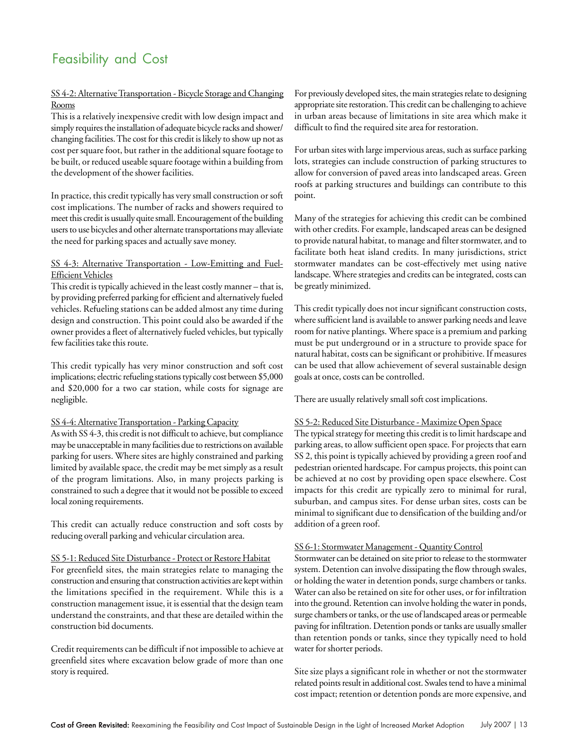# Feasibility and Cost

SS 4-2: Alternative Transportation - Bicycle Storage and Changing Rooms

This is a relatively inexpensive credit with low design impact and simply requires the installation of adequate bicycle racks and shower/changing facilities. The cost for this credit is likely to show up not as cost per square foot, but rather in the additional square footage to be built, or reduced useable square footage within a building from the development of the shower facilities.

In practice, this credit typically has very small construction or soft cost implications. The number of racks and showers required to meet this credit is usually quite small. Encouragement of the building users to use bicycles and other alternate transportations may alleviate the need for parking spaces and actually save money.

SS 4-3: Alternative Transportation - Low-Emitting and Fuel-Efficient Vehicles

This credit is typically achieved in the least costly manner – that is, by providing preferred parking for efficient and alternatively fueled vehicles. Refueling stations can be added almost any time during design and construction. This point could also be awarded if the owner provides a fleet of alternatively fueled vehicles, but typically few facilities take this route.

This credit typically has very minor construction and soft cost implications; electric refueling stations typically cost between $5,000 and $20,000 for a two car station, while costs for signage are negligible.

SS 4-4: Alternative Transportation - Parking Capacity

As with SS 4-3, this credit is not difficult to achieve, but compliance may be unacceptable in many facilities due to restrictions on available parking for users. Where sites are highly constrained and parking limited by available space, the credit may be met simply as a result of the program limitations. Also, in many projects parking is constrained to such a degree that it would not be possible to exceed local zoning requirements.

This credit can actually reduce construction and soft costs by reducing overall parking and vehicular circulation area.

SS 5-1: Reduced Site Disturbance - Protect or Restore Habitat

For greenfield sites, the main strategies relate to managing the construction and ensuring that construction activities are kept within the limitations specified in the requirement. While this is a construction management issue, it is essential that the design team understand the constraints, and that these are detailed within the construction bid documents.

Credit requirements can be difficult if not impossible to achieve at greenfield sites where excavation below grade of more than one story is required.

For previously developed sites, the main strategies relate to designing appropriate site restoration. This credit can be challenging to achieve in urban areas because of limitations in site area which make it difficult to find the required site area for restoration.

For urban sites with large impervious areas, such as surface parking lots, strategies can include construction of parking structures to allow for conversion of paved areas into landscaped areas. Green roofs at parking structures and buildings can contribute to this point.

Many of the strategies for achieving this credit can be combined with other credits. For example, landscaped areas can be designed to provide natural habitat, to manage and filter stormwater, and to facilitate both heat island credits. In many jurisdictions, strict stormwater mandates can be cost-effectively met using native landscape. Where strategies and credits can be integrated, costs can be greatly minimized.

This credit typically does not incur significant construction costs, where sufficient land is available to answer parking needs and leave room for native plantings. Where space is a premium and parking must be put underground or in a structure to provide space for natural habitat, costs can be significant or prohibitive. If measures can be used that allow achievement of several sustainable design goals at once, costs can be controlled.

There are usually relatively small soft cost implications.

SS 5-2: Reduced Site Disturbance - Maximize Open Space

The typical strategy for meeting this credit is to limit hardscape and parking areas, to allow sufficient open space. For projects that earn SS 2, this point is typically achieved by providing a green roof and pedestrian oriented hardscape. For campus projects, this point can be achieved at no cost by providing open space elsewhere. Cost impacts for this credit are typically zero to minimal for rural, suburban, and campus sites. For dense urban sites, costs can be minimal to significant due to densification of the building and/or addition of a green roof.

SS 6-1: Stormwater Management - Quantity Control

Stormwater can be detained on site prior to release to the stormwater system. Detention can involve dissipating the flow through swales, or holding the water in detention ponds, surge chambers or tanks. Water can also be retained on site for other uses, or for infiltration into the ground. Retention can involve holding the water in ponds, surge chambers or tanks, or the use of landscaped areas or permeable paving for infiltration. Detention ponds or tanks are usually smaller than retention ponds or tanks, since they typically need to hold water for shorter periods.

Site size plays a significant role in whether or not the stormwater related points result in additional cost. Swales tend to have a minimal cost impact; retention or detention ponds are more expensive, and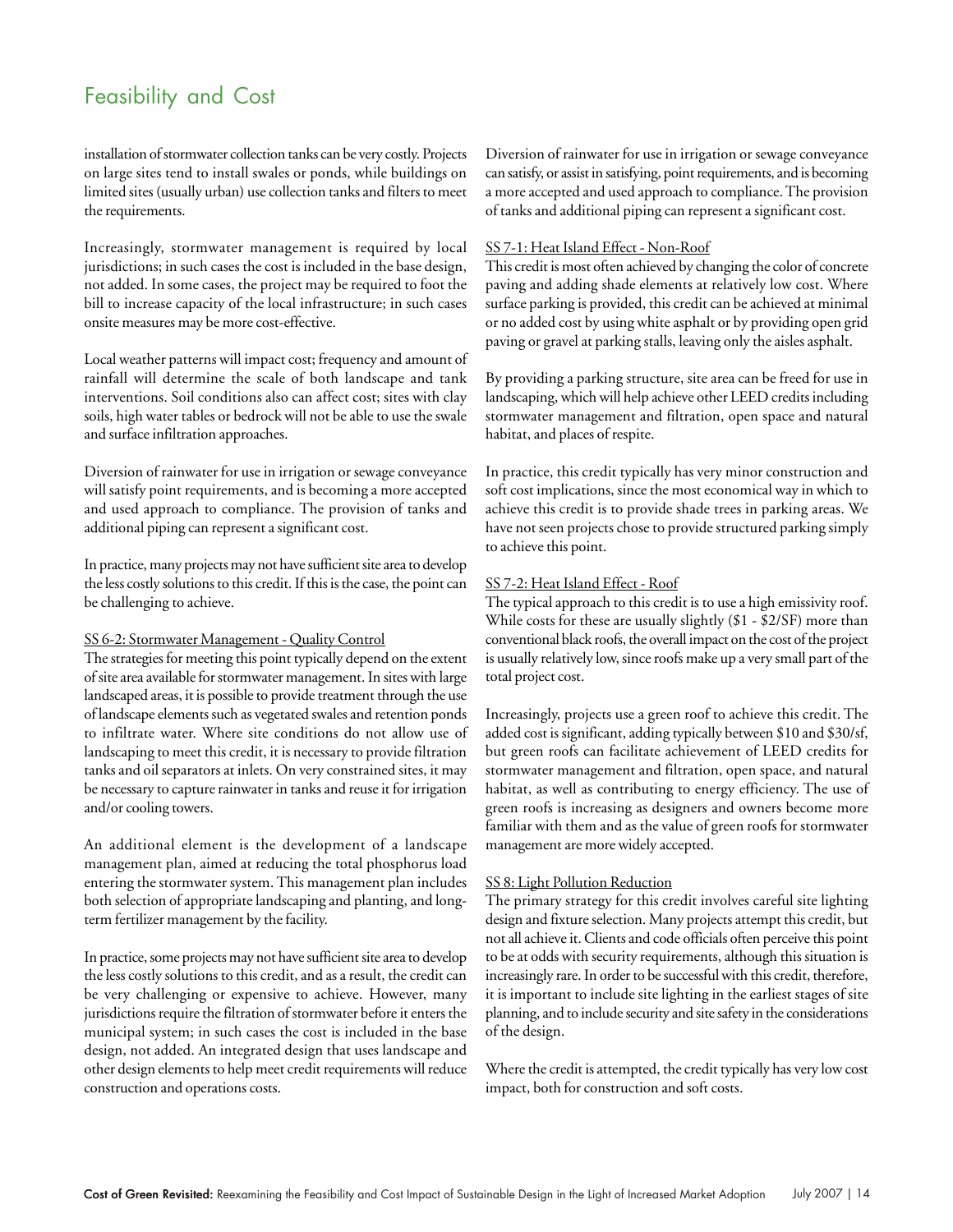# Feasibility and Cost

installation of stormwater collection tanks can be very costly. Projects on large sites tend to install swales or ponds, while buildings on limited sites (usually urban) use collection tanks and filters to meet the requirements.

Increasingly, stormwater management is required by local jurisdictions; in such cases the cost is included in the base design, not added. In some cases, the project may be required to foot the bill to increase capacity of the local infrastructure; in such cases onsite measures may be more cost-effective.

Local weather patterns will impact cost; frequency and amount of rainfall will determine the scale of both landscape and tank interventions. Soil conditions also can affect cost; sites with clay soils, high water tables or bedrock will not be able to use the swale and surface infiltration approaches.

Diversion of rainwater for use in irrigation or sewage conveyance will satisfy point requirements, and is becoming a more accepted and used approach to compliance. The provision of tanks and additional piping can represent a significant cost.

In practice, many projects may not have sufficient site area to develop the less costly solutions to this credit. If this is the case, the point can be challenging to achieve.

SS 6-2: Stormwater Management - Quality Control

The strategies for meeting this point typically depend on the extent of site area available for stormwater management. In sites with large landscaped areas, it is possible to provide treatment through the use of landscape elements such as vegetated swales and retention ponds to infiltrate water. Where site conditions do not allow use of landscaping to meet this credit, it is necessary to provide filtration tanks and oil separators at inlets. On very constrained sites, it may be necessary to capture rainwater in tanks and reuse it for irrigation and/or cooling towers.

An additional element is the development of a landscape management plan, aimed at reducing the total phosphorus load entering the stormwater system. This management plan includes both selection of appropriate landscaping and planting, and long-term fertilizer management by the facility.

In practice, some projects may not have sufficient site area to develop the less costly solutions to this credit, and as a result, the credit can be very challenging or expensive to achieve. However, many jurisdictions require the filtration of stormwater before it enters the municipal system; in such cases the cost is included in the base design, not added. An integrated design that uses landscape and other design elements to help meet credit requirements will reduce construction and operations costs.

Diversion of rainwater for use in irrigation or sewage conveyance can satisfy, or assist in satisfying, point requirements, and is becoming a more accepted and used approach to compliance. The provision of tanks and additional piping can represent a significant cost.

SS 7-1: Heat Island Effect - Non-Roof

This credit is most often achieved by changing the color of concrete paving and adding shade elements at relatively low cost. Where surface parking is provided, this credit can be achieved at minimal or no added cost by using white asphalt or by providing open grid paving or gravel at parking stalls, leaving only the aisles asphalt.

By providing a parking structure, site area can be freed for use in landscaping, which will help achieve other LEED credits including stormwater management and filtration, open space and natural habitat, and places of respite.

In practice, this credit typically has very minor construction and soft cost implications, since the most economical way in which to achieve this credit is to provide shade trees in parking areas. We have not seen projects chose to provide structured parking simply to achieve this point.

SS 7-2: Heat Island Effect - Roof

The typical approach to this credit is to use a high emissivity roof. While costs for these are usually slightly ($1 - $2/SF) more than conventional black roofs, the overall impact on the cost of the project is usually relatively low, since roofs make up a very small part of the total project cost.

Increasingly, projects use a green roof to achieve this credit. The added cost is significant, adding typically between $10 and $30/sf, but green roofs can facilitate achievement of LEED credits for stormwater management and filtration, open space, and natural habitat, as well as contributing to energy efficiency. The use of green roofs is increasing as designers and owners become more familiar with them and as the value of green roofs for stormwater management are more widely accepted.

SS 8: Light Pollution Reduction

The primary strategy for this credit involves careful site lighting design and fixture selection. Many projects attempt this credit, but not all achieve it. Clients and code officials often perceive this point to be at odds with security requirements, although this situation is increasingly rare. In order to be successful with this credit, therefore, it is important to include site lighting in the earliest stages of site planning, and to include security and site safety in the considerations of the design.

Where the credit is attempted, the credit typically has very low cost impact, both for construction and soft costs.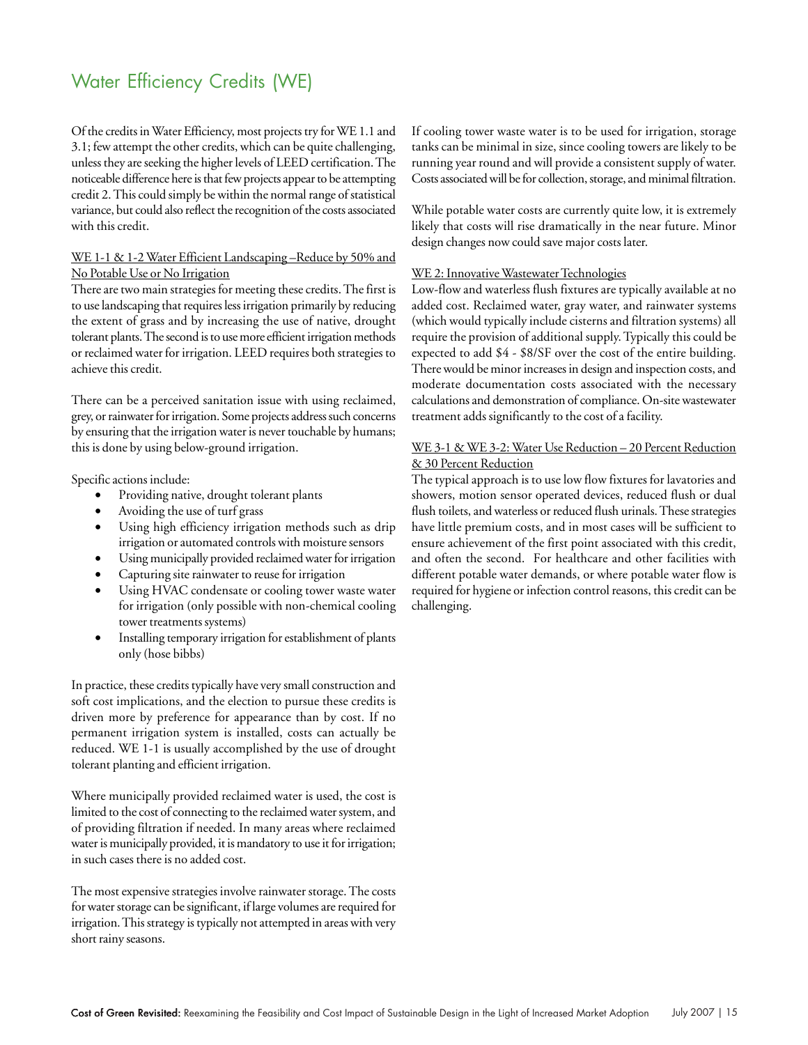# Water Efficiency Credits (WE)

Of the credits in Water Efficiency, most projects try for WE 1.1 and 3.1; few attempt the other credits, which can be quite challenging, unless they are seeking the higher levels of LEED certification. The noticeable difference here is that few projects appear to be attempting credit 2. This could simply be within the normal range of statistical variance, but could also reflect the recognition of the costs associated with this credit.

<u>WE 1-1 & 1-2 Water Efficient Landscaping – Reduce by 50% and No Potable Use or No Irrigation</u>

There are two main strategies for meeting these credits. The first is to use landscaping that requires less irrigation primarily by reducing the extent of grass and by increasing the use of native, drought tolerant plants. The second is to use more efficient irrigation methods or reclaimed water for irrigation. LEED requires both strategies to achieve this credit.

There can be a perceived sanitation issue with using reclaimed, grey, or rainwater for irrigation. Some projects address such concerns by ensuring that the irrigation water is never touchable by humans; this is done by using below-ground irrigation.

Specific actions include:

- Providing native, drought tolerant plants
- Avoiding the use of turf grass
- Using high efficiency irrigation methods such as drip irrigation or automated controls with moisture sensors
- Using municipally provided reclaimed water for irrigation
- Capturing site rainwater to reuse for irrigation
- Using HVAC condensate or cooling tower waste water for irrigation (only possible with non-chemical cooling tower treatments systems)
- Installing temporary irrigation for establishment of plants only (hose bibbs)

In practice, these credits typically have very small construction and soft cost implications, and the election to pursue these credits is driven more by preference for appearance than by cost. If no permanent irrigation system is installed, costs can actually be reduced. WE 1-1 is usually accomplished by the use of drought tolerant planting and efficient irrigation.

Where municipally provided reclaimed water is used, the cost is limited to the cost of connecting to the reclaimed water system, and of providing filtration if needed. In many areas where reclaimed water is municipally provided, it is mandatory to use it for irrigation; in such cases there is no added cost.

The most expensive strategies involve rainwater storage. The costs for water storage can be significant, if large volumes are required for irrigation. This strategy is typically not attempted in areas with very short rainy seasons.

If cooling tower waste water is to be used for irrigation, storage tanks can be minimal in size, since cooling towers are likely to be running year round and will provide a consistent supply of water. Costs associated will be for collection, storage, and minimal filtration.

While potable water costs are currently quite low, it is extremely likely that costs will rise dramatically in the near future. Minor design changes now could save major costs later.

<u>WE 2: Innovative Wastewater Technologies</u>

Low-flow and waterless flush fixtures are typically available at no added cost. Reclaimed water, gray water, and rainwater systems (which would typically include cisterns and filtration systems) all require the provision of additional supply. Typically this could be expected to add $4 - $8/SF over the cost of the entire building. There would be minor increases in design and inspection costs, and moderate documentation costs associated with the necessary calculations and demonstration of compliance. On-site wastewater treatment adds significantly to the cost of a facility.

<u>WE 3-1 & WE 3-2: Water Use Reduction – 20 Percent Reduction & 30 Percent Reduction</u>

The typical approach is to use low flow fixtures for lavatories and showers, motion sensor operated devices, reduced flush or dual flush toilets, and waterless or reduced flush urinals. These strategies have little premium costs, and in most cases will be sufficient to ensure achievement of the first point associated with this credit, and often the second. For healthcare and other facilities with different potable water demands, or where potable water flow is required for hygiene or infection control reasons, this credit can be challenging.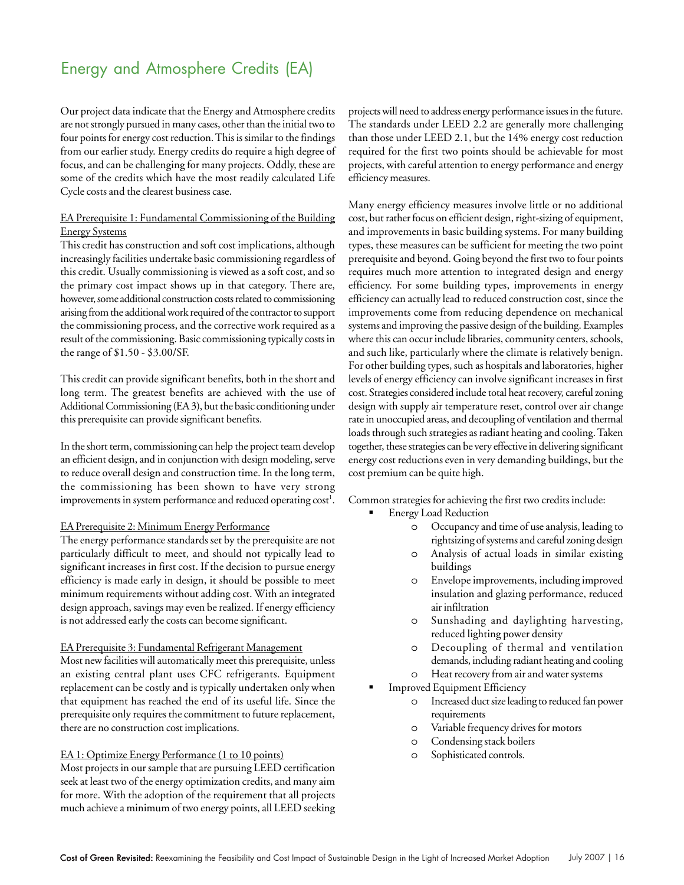## Energy and Atmosphere Credits (EA)

Our project data indicate that the Energy and Atmosphere credits are not strongly pursued in many cases, other than the initial two to four points for energy cost reduction. This is similar to the findings from our earlier study. Energy credits do require a high degree of focus, and can be challenging for many projects. Oddly, these are some of the credits which have the most readily calculated Life Cycle costs and the clearest business case.

EA Prerequisite 1: Fundamental Commissioning of the Building Energy Systems

This credit has construction and soft cost implications, although increasingly facilities undertake basic commissioning regardless of this credit. Usually commissioning is viewed as a soft cost, and so the primary cost impact shows up in that category. There are, however, some additional construction costs related to commissioning arising from the additional work required of the contractor to support the commissioning process, and the corrective work required as a result of the commissioning. Basic commissioning typically costs in the range of $1.50 - $3.00/SF.

This credit can provide significant benefits, both in the short and long term. The greatest benefits are achieved with the use of Additional Commissioning (EA 3), but the basic conditioning under this prerequisite can provide significant benefits.

In the short term, commissioning can help the project team develop an efficient design, and in conjunction with design modeling, serve to reduce overall design and construction time. In the long term, the commissioning has been shown to have very strong improvements in system performance and reduced operating cost[1].

EA Prerequisite 2: Minimum Energy Performance

The energy performance standards set by the prerequisite are not particularly difficult to meet, and should not typically lead to significant increases in first cost. If the decision to pursue energy efficiency is made early in design, it should be possible to meet minimum requirements without adding cost. With an integrated design approach, savings may even be realized. If energy efficiency is not addressed early the costs can become significant.

EA Prerequisite 3: Fundamental Refrigerant Management

Most new facilities will automatically meet this prerequisite, unless an existing central plant uses CFC refrigerants. Equipment replacement can be costly and is typically undertaken only when that equipment has reached the end of its useful life. Since the prerequisite only requires the commitment to future replacement, there are no construction cost implications.

EA 1: Optimize Energy Performance (1 to 10 points)

Most projects in our sample that are pursuing LEED certification seek at least two of the energy optimization credits, and many aim for more. With the adoption of the requirement that all projects much achieve a minimum of two energy points, all LEED seeking projects will need to address energy performance issues in the future. The standards under LEED 2.2 are generally more challenging than those under LEED 2.1, but the 14% energy cost reduction required for the first two points should be achievable for most projects, with careful attention to energy performance and energy efficiency measures.

Many energy efficiency measures involve little or no additional cost, but rather focus on efficient design, right-sizing of equipment, and improvements in basic building systems. For many building types, these measures can be sufficient for meeting the two point prerequisite and beyond. Going beyond the first two to four points requires much more attention to integrated design and energy efficiency. For some building types, improvements in energy efficiency can actually lead to reduced construction cost, since the improvements come from reducing dependence on mechanical systems and improving the passive design of the building. Examples where this can occur include libraries, community centers, schools, and such like, particularly where the climate is relatively benign. For other building types, such as hospitals and laboratories, higher levels of energy efficiency can involve significant increases in first cost. Strategies considered include total heat recovery, careful zoning design with supply air temperature reset, control over air change rate in unoccupied areas, and decoupling of ventilation and thermal loads through such strategies as radiant heating and cooling. Taken together, these strategies can be very effective in delivering significant energy cost reductions even in very demanding buildings, but the cost premium can be quite high.

Common strategies for achieving the first two credits include:

- Energy Load Reduction
  - Occupancy and time of use analysis, leading to rightsizing of systems and careful zoning design
  - Analysis of actual loads in similar existing buildings
  - Envelope improvements, including improved insulation and glazing performance, reduced air infiltration
  - Sunshading and daylighting harvesting, reduced lighting power density
  - Decoupling of thermal and ventilation demands, including radiant heating and cooling
  - Heat recovery from air and water systems
- Improved Equipment Efficiency
  - Increased duct size leading to reduced fan power requirements
  - Variable frequency drives for motors
  - Condensing stack boilers
  - Sophisticated controls.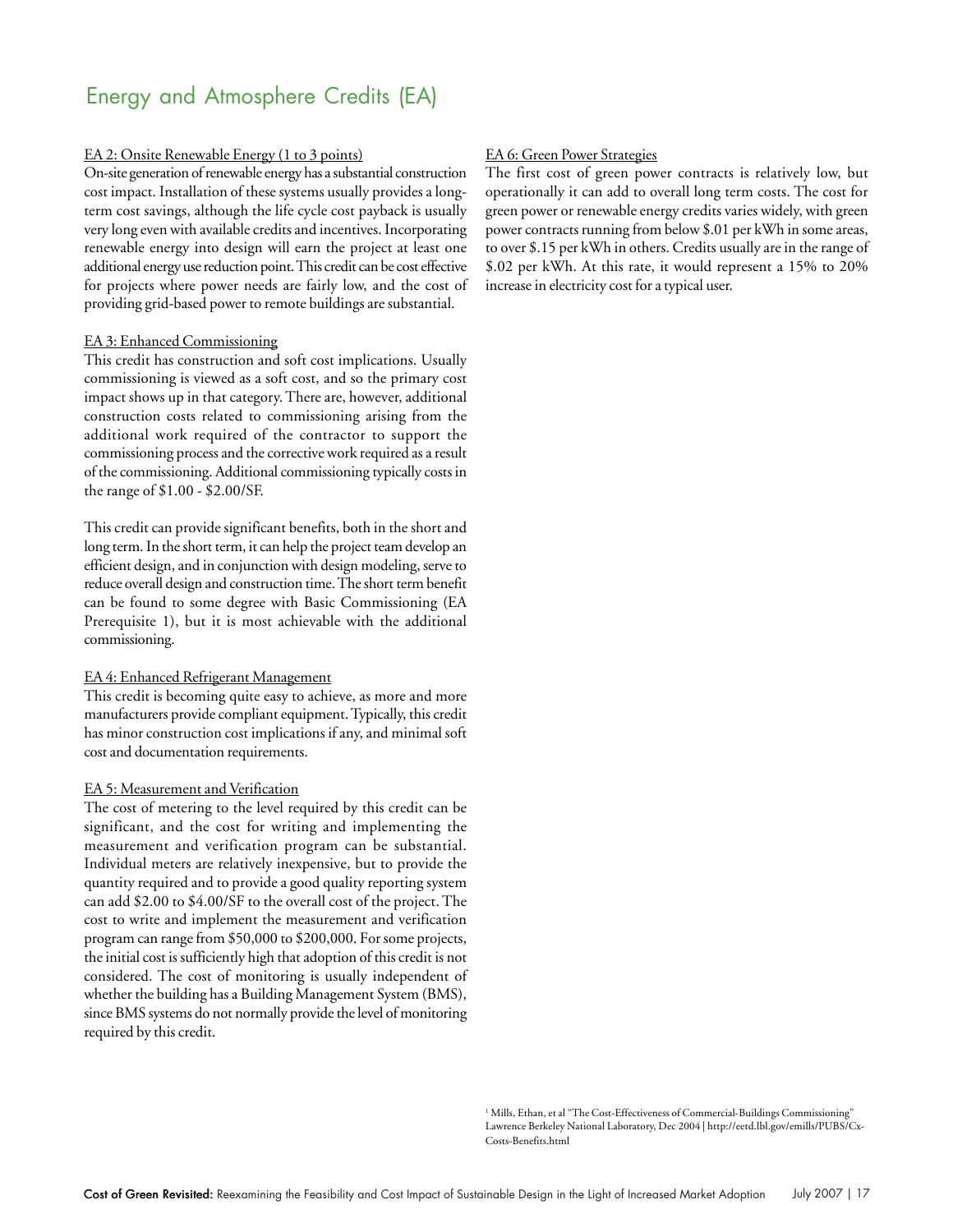## Energy and Atmosphere Credits (EA)

EA 2: Onsite Renewable Energy (1 to 3 points)

On-site generation of renewable energy has a substantial construction cost impact. Installation of these systems usually provides a long-term cost savings, although the life cycle cost payback is usually very long even with available credits and incentives. Incorporating renewable energy into design will earn the project at least one additional energy use reduction point. This credit can be cost effective for projects where power needs are fairly low, and the cost of providing grid-based power to remote buildings are substantial.

EA 3: Enhanced Commissioning

This credit has construction and soft cost implications. Usually commissioning is viewed as a soft cost, and so the primary cost impact shows up in that category. There are, however, additional construction costs related to commissioning arising from the additional work required of the contractor to support the commissioning process and the corrective work required as a result of the commissioning. Additional commissioning typically costs in the range of $1.00 - $2.00/SF.

This credit can provide significant benefits, both in the short and long term. In the short term, it can help the project team develop an efficient design, and in conjunction with design modeling, serve to reduce overall design and construction time. The short term benefit can be found to some degree with Basic Commissioning (EA Prerequisite 1), but it is most achievable with the additional commissioning.

EA 4: Enhanced Refrigerant Management

This credit is becoming quite easy to achieve, as more and more manufacturers provide compliant equipment. Typically, this credit has minor construction cost implications if any, and minimal soft cost and documentation requirements.

EA 5: Measurement and Verification

The cost of metering to the level required by this credit can be significant, and the cost for writing and implementing the measurement and verification program can be substantial. Individual meters are relatively inexpensive, but to provide the quantity required and to provide a good quality reporting system can add $2.00 to $4.00/SF to the overall cost of the project. The cost to write and implement the measurement and verification program can range from $50,000 to $200,000. For some projects, the initial cost is sufficiently high that adoption of this credit is not considered. The cost of monitoring is usually independent of whether the building has a Building Management System (BMS), since BMS systems do not normally provide the level of monitoring required by this credit.

EA 6: Green Power Strategies

The first cost of green power contracts is relatively low, but operationally it can add to overall long term costs. The cost for green power or renewable energy credits varies widely, with green power contracts running from below $.01 per kWh in some areas, to over $.15 per kWh in others. Credits usually are in the range of $.02 per kWh. At this rate, it would represent a 15% to 20% increase in electricity cost for a typical user.

[1] Mills, Ethan, et al "The Cost-Effectiveness of Commercial-Buildings Commissioning" Lawrence Berkeley National Laboratory, Dec 2004 | http://eetd.lbl.gov/emills/PUBS/Cx-Costs-Benefits.html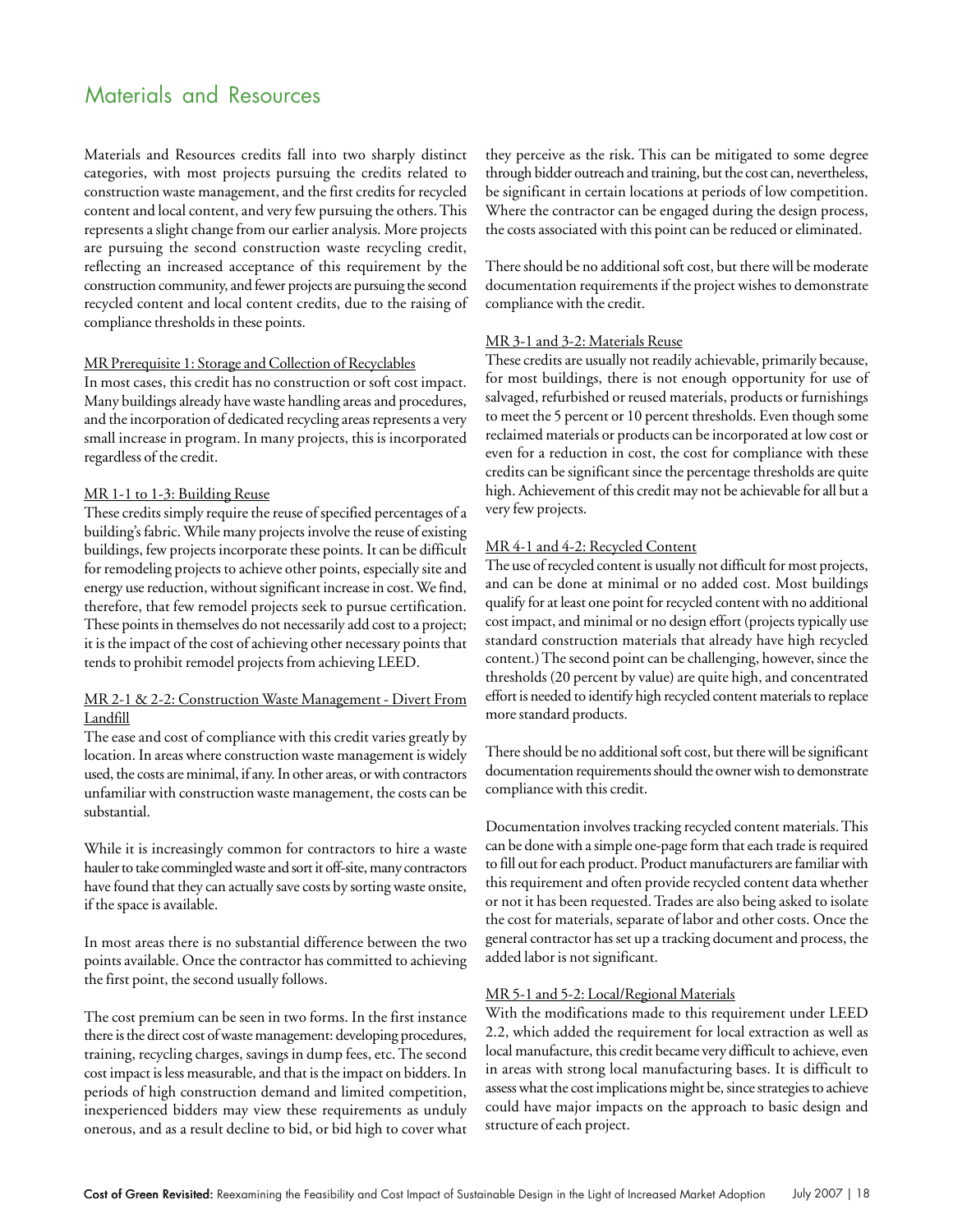## Materials and Resources

Materials and Resources credits fall into two sharply distinct categories, with most projects pursuing the credits related to construction waste management, and the first credits for recycled content and local content, and very few pursuing the others. This represents a slight change from our earlier analysis. More projects are pursuing the second construction waste recycling credit, reflecting an increased acceptance of this requirement by the construction community, and fewer projects are pursuing the second recycled content and local content credits, due to the raising of compliance thresholds in these points.

MR Prerequisite 1: Storage and Collection of Recyclables

In most cases, this credit has no construction or soft cost impact. Many buildings already have waste handling areas and procedures, and the incorporation of dedicated recycling areas represents a very small increase in program. In many projects, this is incorporated regardless of the credit.

MR 1-1 to 1-3: Building Reuse

These credits simply require the reuse of specified percentages of a building's fabric. While many projects involve the reuse of existing buildings, few projects incorporate these points. It can be difficult for remodeling projects to achieve other points, especially site and energy use reduction, without significant increase in cost. We find, therefore, that few remodel projects seek to pursue certification. These points in themselves do not necessarily add cost to a project; it is the impact of the cost of achieving other necessary points that tends to prohibit remodel projects from achieving LEED.

MR 2-1 & 2-2: Construction Waste Management - Divert From Landfill

The ease and cost of compliance with this credit varies greatly by location. In areas where construction waste management is widely used, the costs are minimal, if any. In other areas, or with contractors unfamiliar with construction waste management, the costs can be substantial.

While it is increasingly common for contractors to hire a waste hauler to take commingled waste and sort it off-site, many contractors have found that they can actually save costs by sorting waste onsite, if the space is available.

In most areas there is no substantial difference between the two points available. Once the contractor has committed to achieving the first point, the second usually follows.

The cost premium can be seen in two forms. In the first instance there is the direct cost of waste management: developing procedures, training, recycling charges, savings in dump fees, etc. The second cost impact is less measurable, and that is the impact on bidders. In periods of high construction demand and limited competition, inexperienced bidders may view these requirements as unduly onerous, and as a result decline to bid, or bid high to cover what they perceive as the risk. This can be mitigated to some degree through bidder outreach and training, but the cost can, nevertheless, be significant in certain locations at periods of low competition. Where the contractor can be engaged during the design process, the costs associated with this point can be reduced or eliminated.

There should be no additional soft cost, but there will be moderate documentation requirements if the project wishes to demonstrate compliance with the credit.

MR 3-1 and 3-2: Materials Reuse

These credits are usually not readily achievable, primarily because, for most buildings, there is not enough opportunity for use of salvaged, refurbished or reused materials, products or furnishings to meet the 5 percent or 10 percent thresholds. Even though some reclaimed materials or products can be incorporated at low cost or even for a reduction in cost, the cost for compliance with these credits can be significant since the percentage thresholds are quite high. Achievement of this credit may not be achievable for all but a very few projects.

MR 4-1 and 4-2: Recycled Content

The use of recycled content is usually not difficult for most projects, and can be done at minimal or no added cost. Most buildings qualify for at least one point for recycled content with no additional cost impact, and minimal or no design effort (projects typically use standard construction materials that already have high recycled content.) The second point can be challenging, however, since the thresholds (20 percent by value) are quite high, and concentrated effort is needed to identify high recycled content materials to replace more standard products.

There should be no additional soft cost, but there will be significant documentation requirements should the owner wish to demonstrate compliance with this credit.

Documentation involves tracking recycled content materials. This can be done with a simple one-page form that each trade is required to fill out for each product. Product manufacturers are familiar with this requirement and often provide recycled content data whether or not it has been requested. Trades are also being asked to isolate the cost for materials, separate of labor and other costs. Once the general contractor has set up a tracking document and process, the added labor is not significant.

MR 5-1 and 5-2: Local/Regional Materials

With the modifications made to this requirement under LEED 2.2, which added the requirement for local extraction as well as local manufacture, this credit became very difficult to achieve, even in areas with strong local manufacturing bases. It is difficult to assess what the cost implications might be, since strategies to achieve could have major impacts on the approach to basic design and structure of each project.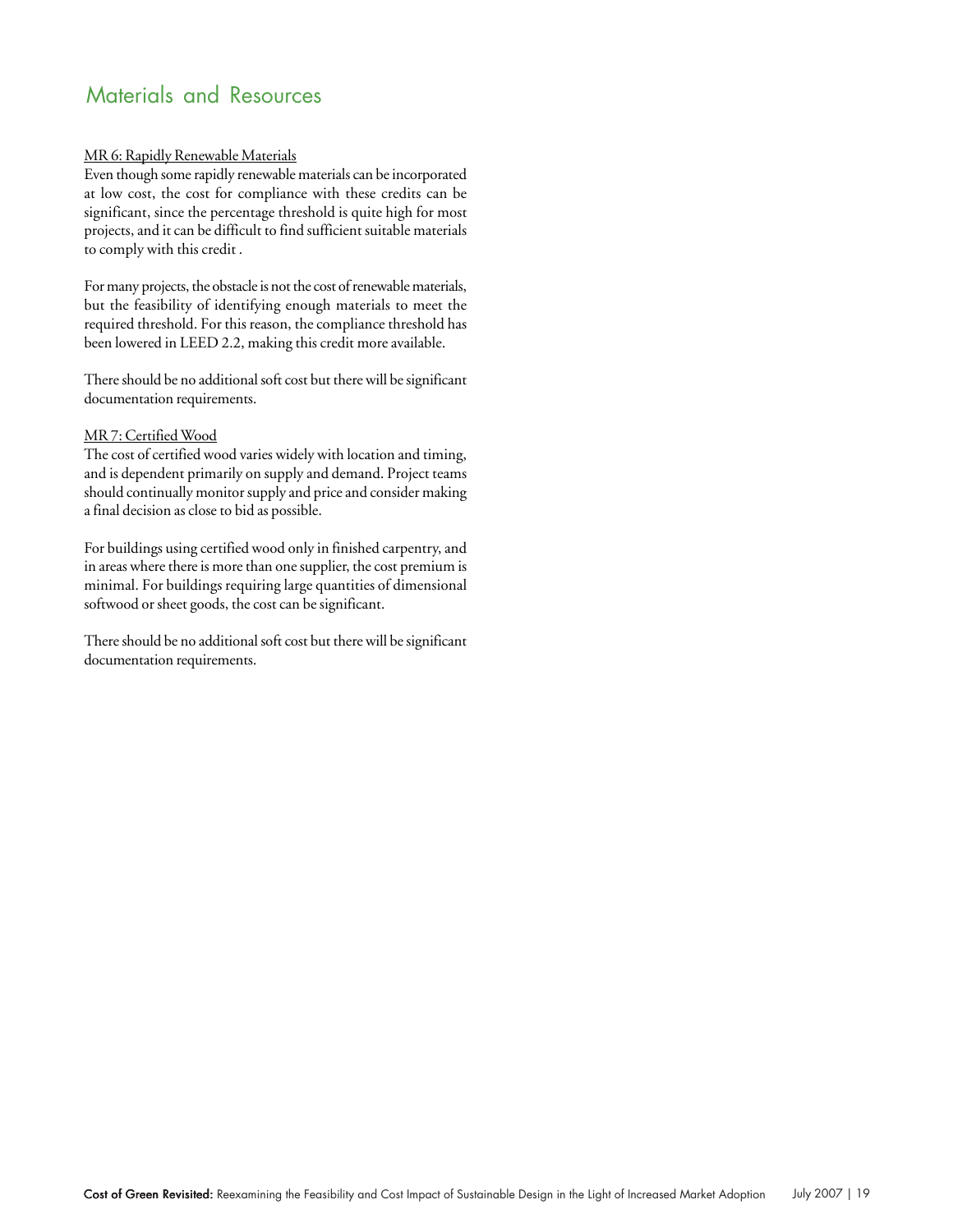## Materials and Resources

MR 6: Rapidly Renewable Materials

Even though some rapidly renewable materials can be incorporated at low cost, the cost for compliance with these credits can be significant, since the percentage threshold is quite high for most projects, and it can be difficult to find sufficient suitable materials to comply with this credit .

For many projects, the obstacle is not the cost of renewable materials, but the feasibility of identifying enough materials to meet the required threshold. For this reason, the compliance threshold has been lowered in LEED 2.2, making this credit more available.

There should be no additional soft cost but there will be significant documentation requirements.

MR 7: Certified Wood

The cost of certified wood varies widely with location and timing, and is dependent primarily on supply and demand. Project teams should continually monitor supply and price and consider making a final decision as close to bid as possible.

For buildings using certified wood only in finished carpentry, and in areas where there is more than one supplier, the cost premium is minimal. For buildings requiring large quantities of dimensional softwood or sheet goods, the cost can be significant.

There should be no additional soft cost but there will be significant documentation requirements.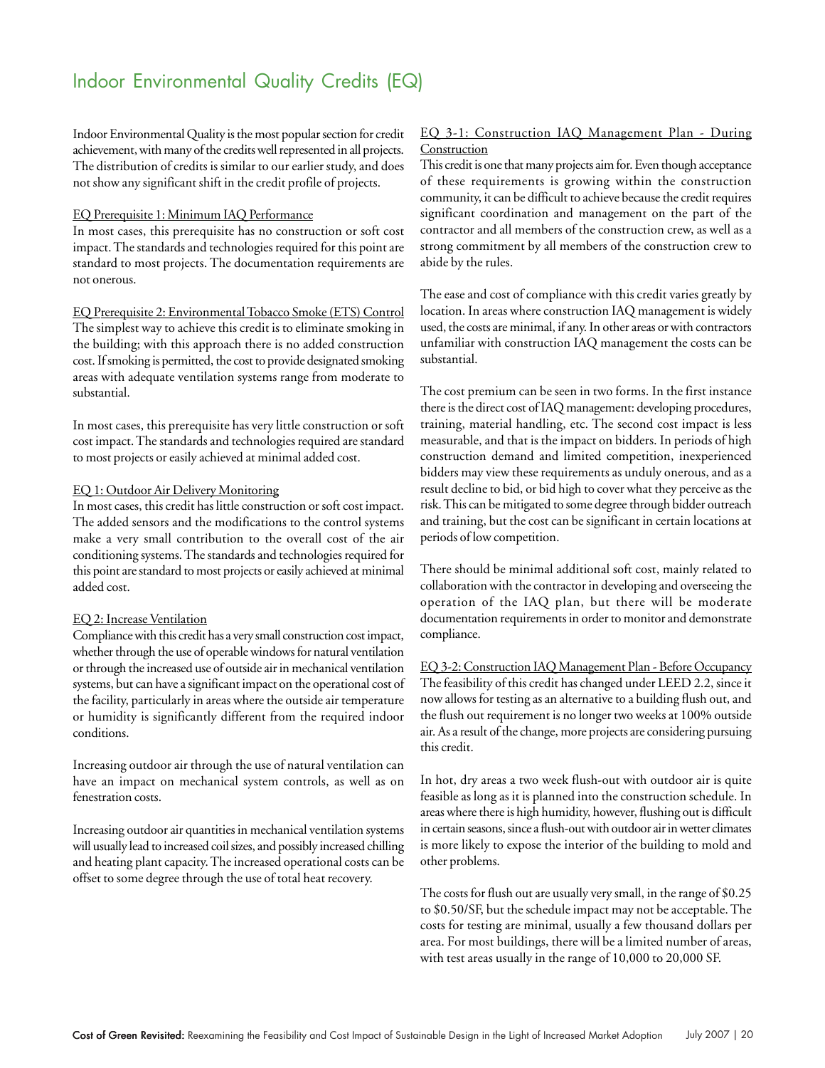# Indoor Environmental Quality Credits (EQ)

Indoor Environmental Quality is the most popular section for credit achievement, with many of the credits well represented in all projects. The distribution of credits is similar to our earlier study, and does not show any significant shift in the credit profile of projects.

EQ Prerequisite 1: Minimum IAQ Performance

In most cases, this prerequisite has no construction or soft cost impact. The standards and technologies required for this point are standard to most projects. The documentation requirements are not onerous.

EQ Prerequisite 2: Environmental Tobacco Smoke (ETS) Control

The simplest way to achieve this credit is to eliminate smoking in the building; with this approach there is no added construction cost. If smoking is permitted, the cost to provide designated smoking areas with adequate ventilation systems range from moderate to substantial.

In most cases, this prerequisite has very little construction or soft cost impact. The standards and technologies required are standard to most projects or easily achieved at minimal added cost.

EQ 1: Outdoor Air Delivery Monitoring

In most cases, this credit has little construction or soft cost impact. The added sensors and the modifications to the control systems make a very small contribution to the overall cost of the air conditioning systems. The standards and technologies required for this point are standard to most projects or easily achieved at minimal added cost.

EQ 2: Increase Ventilation

Compliance with this credit has a very small construction cost impact, whether through the use of operable windows for natural ventilation or through the increased use of outside air in mechanical ventilation systems, but can have a significant impact on the operational cost of the facility, particularly in areas where the outside air temperature or humidity is significantly different from the required indoor conditions.

Increasing outdoor air through the use of natural ventilation can have an impact on mechanical system controls, as well as on fenestration costs.

Increasing outdoor air quantities in mechanical ventilation systems will usually lead to increased coil sizes, and possibly increased chilling and heating plant capacity. The increased operational costs can be offset to some degree through the use of total heat recovery.

EQ 3-1: Construction IAQ Management Plan - During Construction

This credit is one that many projects aim for. Even though acceptance of these requirements is growing within the construction community, it can be difficult to achieve because the credit requires significant coordination and management on the part of the contractor and all members of the construction crew, as well as a strong commitment by all members of the construction crew to abide by the rules.

The ease and cost of compliance with this credit varies greatly by location. In areas where construction IAQ management is widely used, the costs are minimal, if any. In other areas or with contractors unfamiliar with construction IAQ management the costs can be substantial.

The cost premium can be seen in two forms. In the first instance there is the direct cost of IAQ management: developing procedures, training, material handling, etc. The second cost impact is less measurable, and that is the impact on bidders. In periods of high construction demand and limited competition, inexperienced bidders may view these requirements as unduly onerous, and as a result decline to bid, or bid high to cover what they perceive as the risk. This can be mitigated to some degree through bidder outreach and training, but the cost can be significant in certain locations at periods of low competition.

There should be minimal additional soft cost, mainly related to collaboration with the contractor in developing and overseeing the operation of the IAQ plan, but there will be moderate documentation requirements in order to monitor and demonstrate compliance.

EQ 3-2: Construction IAQ Management Plan - Before Occupancy

The feasibility of this credit has changed under LEED 2.2, since it now allows for testing as an alternative to a building flush out, and the flush out requirement is no longer two weeks at 100% outside air. As a result of the change, more projects are considering pursuing this credit.

In hot, dry areas a two week flush-out with outdoor air is quite feasible as long as it is planned into the construction schedule. In areas where there is high humidity, however, flushing out is difficult in certain seasons, since a flush-out with outdoor air in wetter climates is more likely to expose the interior of the building to mold and other problems.

The costs for flush out are usually very small, in the range of $0.25 to $0.50/SF, but the schedule impact may not be acceptable. The costs for testing are minimal, usually a few thousand dollars per area. For most buildings, there will be a limited number of areas, with test areas usually in the range of 10,000 to 20,000 SF.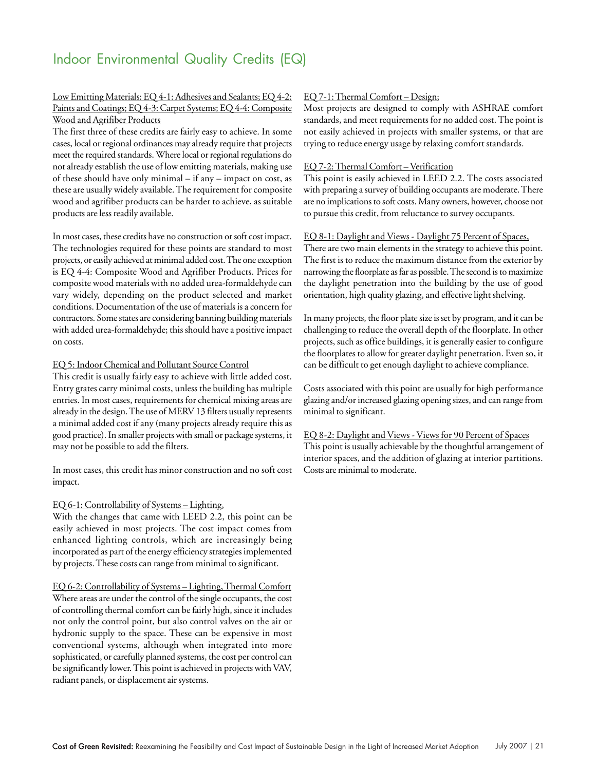# Indoor Environmental Quality Credits (EQ)

Low Emitting Materials: EQ 4-1: Adhesives and Sealants; EQ 4-2: Paints and Coatings; EQ 4-3: Carpet Systems; EQ 4-4: Composite Wood and Agrifiber Products

The first three of these credits are fairly easy to achieve. In some cases, local or regional ordinances may already require that projects meet the required standards. Where local or regional regulations do not already establish the use of low emitting materials, making use of these should have only minimal – if any – impact on cost, as these are usually widely available. The requirement for composite wood and agrifiber products can be harder to achieve, as suitable products are less readily available.

In most cases, these credits have no construction or soft cost impact. The technologies required for these points are standard to most projects, or easily achieved at minimal added cost. The one exception is EQ 4-4: Composite Wood and Agrifiber Products. Prices for composite wood materials with no added urea-formaldehyde can vary widely, depending on the product selected and market conditions. Documentation of the use of materials is a concern for contractors. Some states are considering banning building materials with added urea-formaldehyde; this should have a positive impact on costs.

EQ 5: Indoor Chemical and Pollutant Source Control

This credit is usually fairly easy to achieve with little added cost. Entry grates carry minimal costs, unless the building has multiple entries. In most cases, requirements for chemical mixing areas are already in the design. The use of MERV 13 filters usually represents a minimal added cost if any (many projects already require this as good practice). In smaller projects with small or package systems, it may not be possible to add the filters.

In most cases, this credit has minor construction and no soft cost impact.

EQ 6-1: Controllability of Systems – Lighting,

With the changes that came with LEED 2.2, this point can be easily achieved in most projects. The cost impact comes from enhanced lighting controls, which are increasingly being incorporated as part of the energy efficiency strategies implemented by projects. These costs can range from minimal to significant.

EQ 6-2: Controllability of Systems – Lighting, Thermal Comfort

Where areas are under the control of the single occupants, the cost of controlling thermal comfort can be fairly high, since it includes not only the control point, but also control valves on the air or hydronic supply to the space. These can be expensive in most conventional systems, although when integrated into more sophisticated, or carefully planned systems, the cost per control can be significantly lower. This point is achieved in projects with VAV, radiant panels, or displacement air systems.

EQ 7-1: Thermal Comfort – Design;

Most projects are designed to comply with ASHRAE comfort standards, and meet requirements for no added cost. The point is not easily achieved in projects with smaller systems, or that are trying to reduce energy usage by relaxing comfort standards.

EQ 7-2: Thermal Comfort – Verification

This point is easily achieved in LEED 2.2. The costs associated with preparing a survey of building occupants are moderate. There are no implications to soft costs. Many owners, however, choose not to pursue this credit, from reluctance to survey occupants.

EQ 8-1: Daylight and Views - Daylight 75 Percent of Spaces,

There are two main elements in the strategy to achieve this point. The first is to reduce the maximum distance from the exterior by narrowing the floorplate as far as possible. The second is to maximize the daylight penetration into the building by the use of good orientation, high quality glazing, and effective light shelving.

In many projects, the floor plate size is set by program, and it can be challenging to reduce the overall depth of the floorplate. In other projects, such as office buildings, it is generally easier to configure the floorplates to allow for greater daylight penetration. Even so, it can be difficult to get enough daylight to achieve compliance.

Costs associated with this point are usually for high performance glazing and/or increased glazing opening sizes, and can range from minimal to significant.

EQ 8-2: Daylight and Views - Views for 90 Percent of Spaces

This point is usually achievable by the thoughtful arrangement of interior spaces, and the addition of glazing at interior partitions. Costs are minimal to moderate.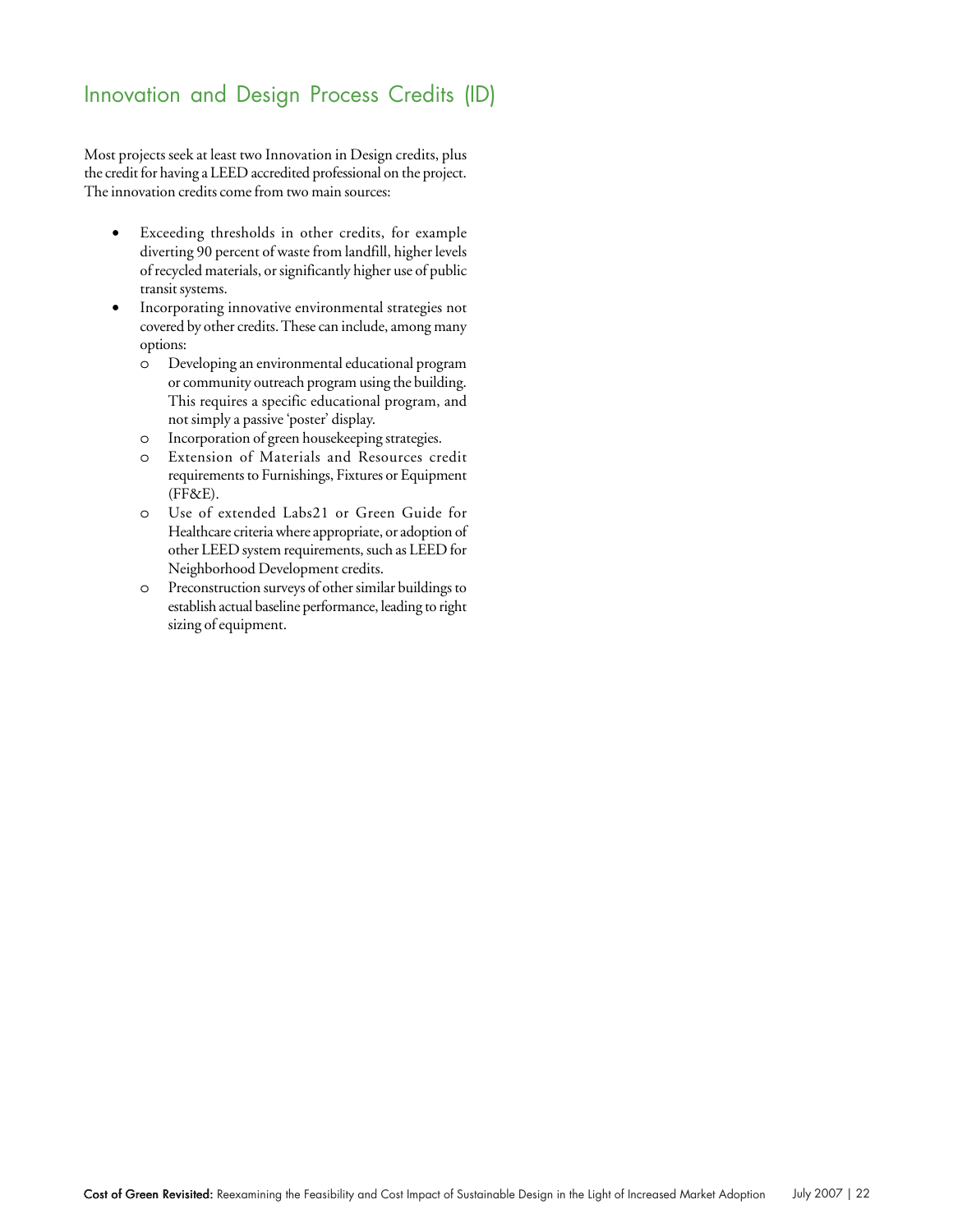## Innovation and Design Process Credits (ID)

Most projects seek at least two Innovation in Design credits, plus the credit for having a LEED accredited professional on the project. The innovation credits come from two main sources:

- Exceeding thresholds in other credits, for example diverting 90 percent of waste from landfill, higher levels of recycled materials, or significantly higher use of public transit systems.
- Incorporating innovative environmental strategies not covered by other credits. These can include, among many options:
  - Developing an environmental educational program or community outreach program using the building. This requires a specific educational program, and not simply a passive 'poster' display.
  - Incorporation of green housekeeping strategies.
  - Extension of Materials and Resources credit requirements to Furnishings, Fixtures or Equipment (FF&E).
  - Use of extended Labs21 or Green Guide for Healthcare criteria where appropriate, or adoption of other LEED system requirements, such as LEED for Neighborhood Development credits.
  - Preconstruction surveys of other similar buildings to establish actual baseline performance, leading to right sizing of equipment.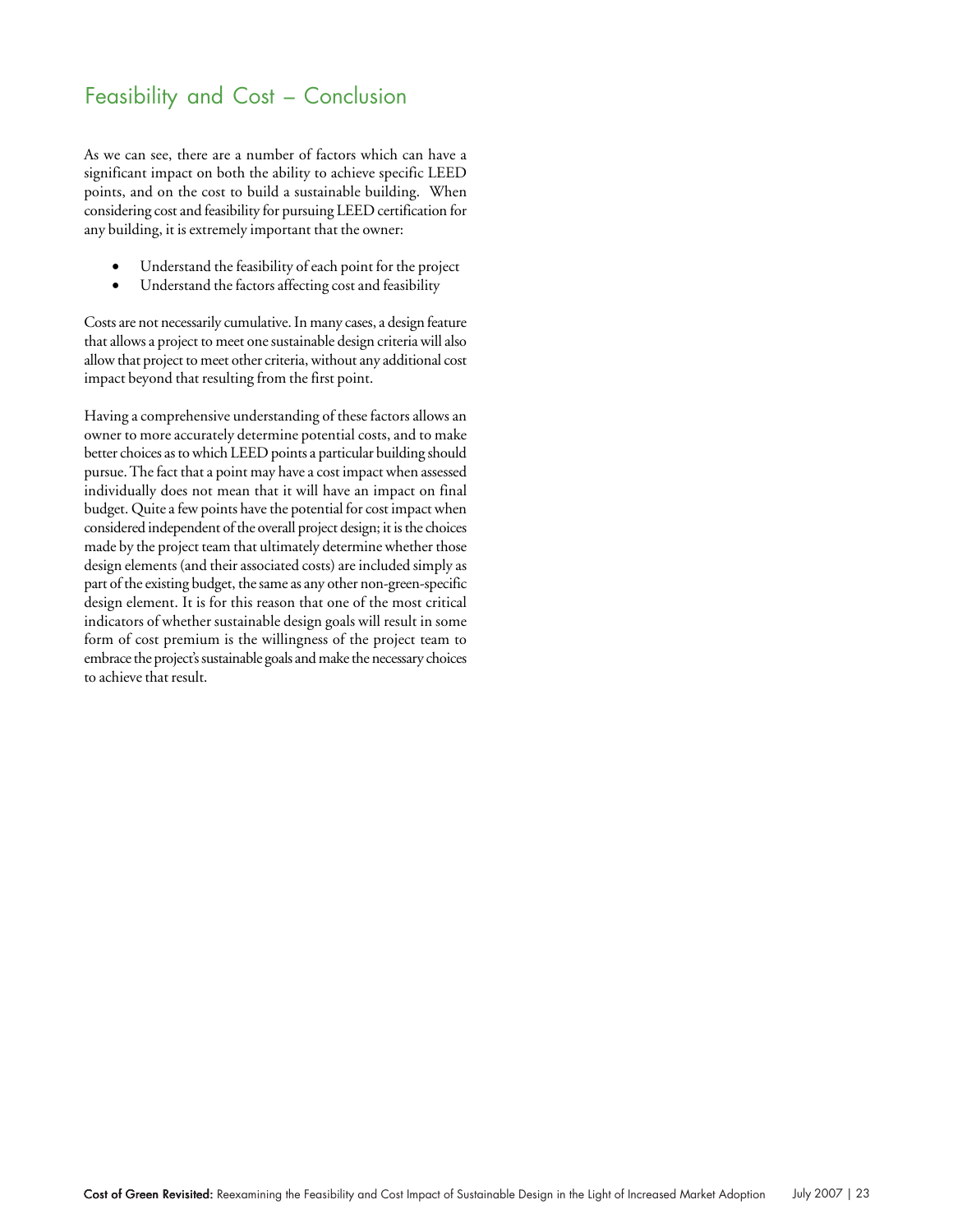## Feasibility and Cost – Conclusion

As we can see, there are a number of factors which can have a significant impact on both the ability to achieve specific LEED points, and on the cost to build a sustainable building. When considering cost and feasibility for pursuing LEED certification for any building, it is extremely important that the owner:

- Understand the feasibility of each point for the project
- Understand the factors affecting cost and feasibility

Costs are not necessarily cumulative. In many cases, a design feature that allows a project to meet one sustainable design criteria will also allow that project to meet other criteria, without any additional cost impact beyond that resulting from the first point.

Having a comprehensive understanding of these factors allows an owner to more accurately determine potential costs, and to make better choices as to which LEED points a particular building should pursue. The fact that a point may have a cost impact when assessed individually does not mean that it will have an impact on final budget. Quite a few points have the potential for cost impact when considered independent of the overall project design; it is the choices made by the project team that ultimately determine whether those design elements (and their associated costs) are included simply as part of the existing budget, the same as any other non-green-specific design element. It is for this reason that one of the most critical indicators of whether sustainable design goals will result in some form of cost premium is the willingness of the project team to embrace the project's sustainable goals and make the necessary choices to achieve that result.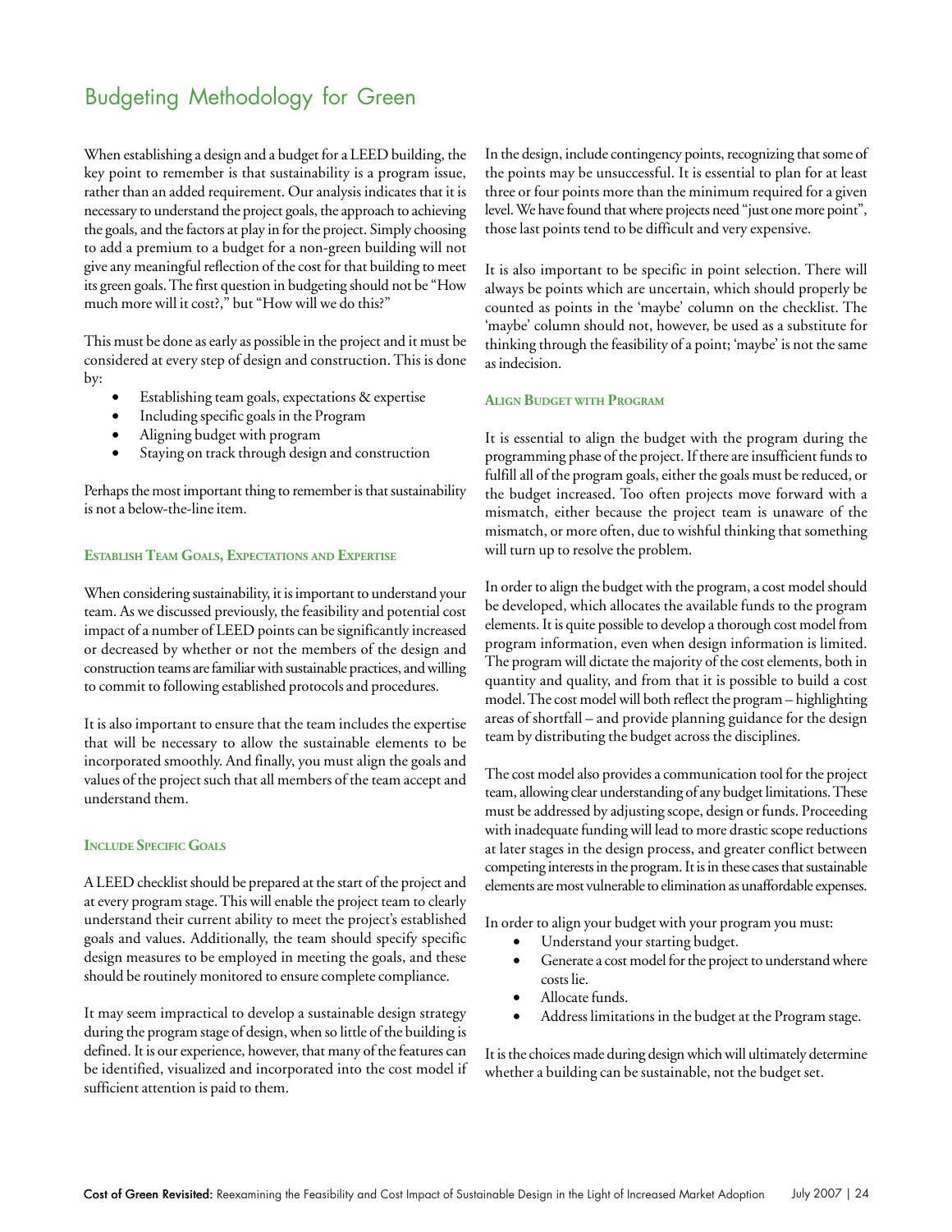# Budgeting Methodology for Green

When establishing a design and a budget for a LEED building, the key point to remember is that sustainability is a program issue, rather than an added requirement. Our analysis indicates that it is necessary to understand the project goals, the approach to achieving the goals, and the factors at play in for the project. Simply choosing to add a premium to a budget for a non-green building will not give any meaningful reflection of the cost for that building to meet its green goals. The first question in budgeting should not be "How much more will it cost?," but "How will we do this?"

This must be done as early as possible in the project and it must be considered at every step of design and construction. This is done by:

- Establishing team goals, expectations & expertise
- Including specific goals in the Program
- Aligning budget with program
- Staying on track through design and construction

Perhaps the most important thing to remember is that sustainability is not a below-the-line item.

### Establish Team Goals, Expectations and Expertise

When considering sustainability, it is important to understand your team. As we discussed previously, the feasibility and potential cost impact of a number of LEED points can be significantly increased or decreased by whether or not the members of the design and construction teams are familiar with sustainable practices, and willing to commit to following established protocols and procedures.

It is also important to ensure that the team includes the expertise that will be necessary to allow the sustainable elements to be incorporated smoothly. And finally, you must align the goals and values of the project such that all members of the team accept and understand them.

### Include Specific Goals

A LEED checklist should be prepared at the start of the project and at every program stage. This will enable the project team to clearly understand their current ability to meet the project's established goals and values. Additionally, the team should specify specific design measures to be employed in meeting the goals, and these should be routinely monitored to ensure complete compliance.

It may seem impractical to develop a sustainable design strategy during the program stage of design, when so little of the building is defined. It is our experience, however, that many of the features can be identified, visualized and incorporated into the cost model if sufficient attention is paid to them.

In the design, include contingency points, recognizing that some of the points may be unsuccessful. It is essential to plan for at least three or four points more than the minimum required for a given level. We have found that where projects need "just one more point", those last points tend to be difficult and very expensive.

It is also important to be specific in point selection. There will always be points which are uncertain, which should properly be counted as points in the 'maybe' column on the checklist. The 'maybe' column should not, however, be used as a substitute for thinking through the feasibility of a point; 'maybe' is not the same as indecision.

### Align Budget with Program

It is essential to align the budget with the program during the programming phase of the project. If there are insufficient funds to fulfill all of the program goals, either the goals must be reduced, or the budget increased. Too often projects move forward with a mismatch, either because the project team is unaware of the mismatch, or more often, due to wishful thinking that something will turn up to resolve the problem.

In order to align the budget with the program, a cost model should be developed, which allocates the available funds to the program elements. It is quite possible to develop a thorough cost model from program information, even when design information is limited. The program will dictate the majority of the cost elements, both in quantity and quality, and from that it is possible to build a cost model. The cost model will both reflect the program – highlighting areas of shortfall – and provide planning guidance for the design team by distributing the budget across the disciplines.

The cost model also provides a communication tool for the project team, allowing clear understanding of any budget limitations. These must be addressed by adjusting scope, design or funds. Proceeding with inadequate funding will lead to more drastic scope reductions at later stages in the design process, and greater conflict between competing interests in the program. It is in these cases that sustainable elements are most vulnerable to elimination as unaffordable expenses.

In order to align your budget with your program you must:

- Understand your starting budget.
- Generate a cost model for the project to understand where costs lie.
- Allocate funds.
- Address limitations in the budget at the Program stage.

It is the choices made during design which will ultimately determine whether a building can be sustainable, not the budget set.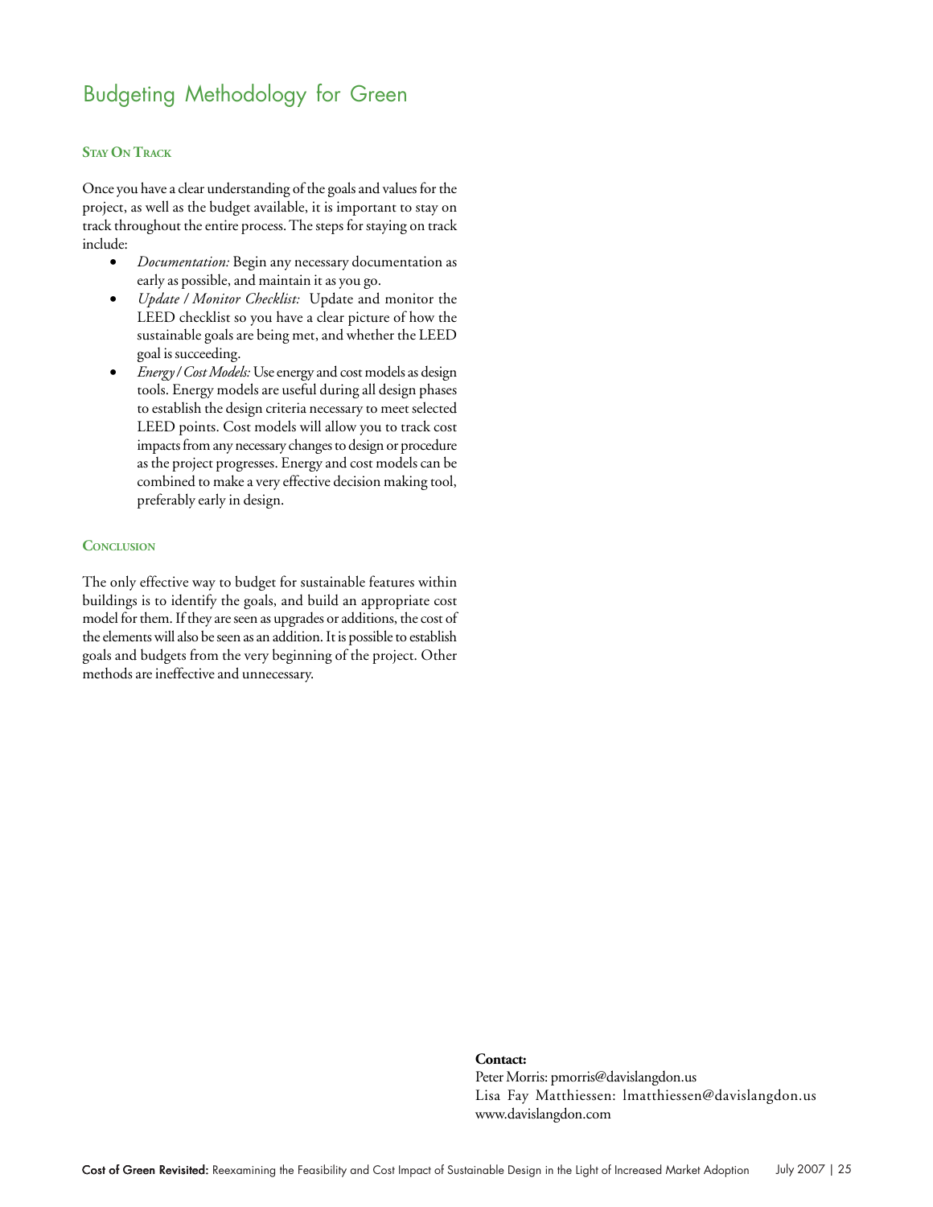# Budgeting Methodology for Green

### Stay On Track

Once you have a clear understanding of the goals and values for the project, as well as the budget available, it is important to stay on track throughout the entire process. The steps for staying on track include:

- *Documentation:* Begin any necessary documentation as early as possible, and maintain it as you go.
- *Update / Monitor Checklist:* Update and monitor the LEED checklist so you have a clear picture of how the sustainable goals are being met, and whether the LEED goal is succeeding.
- *Energy / Cost Models:* Use energy and cost models as design tools. Energy models are useful during all design phases to establish the design criteria necessary to meet selected LEED points. Cost models will allow you to track cost impacts from any necessary changes to design or procedure as the project progresses. Energy and cost models can be combined to make a very effective decision making tool, preferably early in design.

### Conclusion

The only effective way to budget for sustainable features within buildings is to identify the goals, and build an appropriate cost model for them. If they are seen as upgrades or additions, the cost of the elements will also be seen as an addition. It is possible to establish goals and budgets from the very beginning of the project. Other methods are ineffective and unnecessary.

**Contact:**
Peter Morris: pmorris@davislangdon.us
Lisa Fay Matthiessen: lmatthiessen@davislangdon.us
www.davislangdon.com